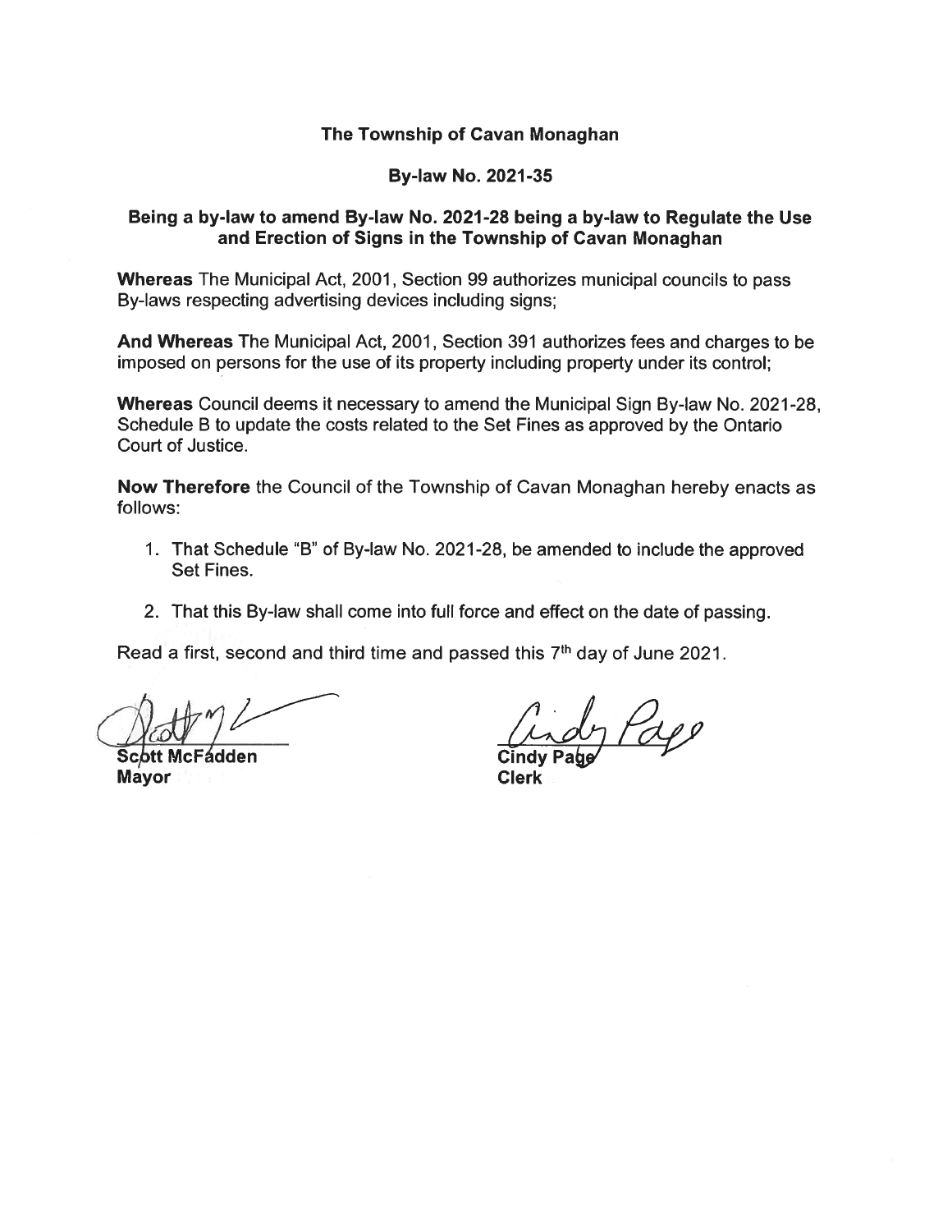**The Township of Cavan Monaghan**

**By-law No. 2021-35**

**Being a by-law to amend By-law No. 2021-28 being a by-law to Regulate the Use and Erection of Signs in the Township of Cavan Monaghan**

**Whereas** The Municipal Act, 2001, Section 99 authorizes municipal councils to pass By-laws respecting advertising devices including signs;

**And Whereas** The Municipal Act, 2001, Section 391 authorizes fees and charges to be imposed on persons for the use of its property including property under its control;

**Whereas** Council deems it necessary to amend the Municipal Sign By-law No. 2021-28, Schedule B to update the costs related to the Set Fines as approved by the Ontario Court of Justice.

**Now Therefore** the Council of the Township of Cavan Monaghan hereby enacts as follows:

1. That Schedule "B" of By-law No. 2021-28, be amended to include the approved Set Fines.
2. That this By-law shall come into full force and effect on the date of passing.

Read a first, second and third time and passed this 7th day of June 2021.

**Scott McFadden**
**Mayor**

**Cindy Page**
**Clerk**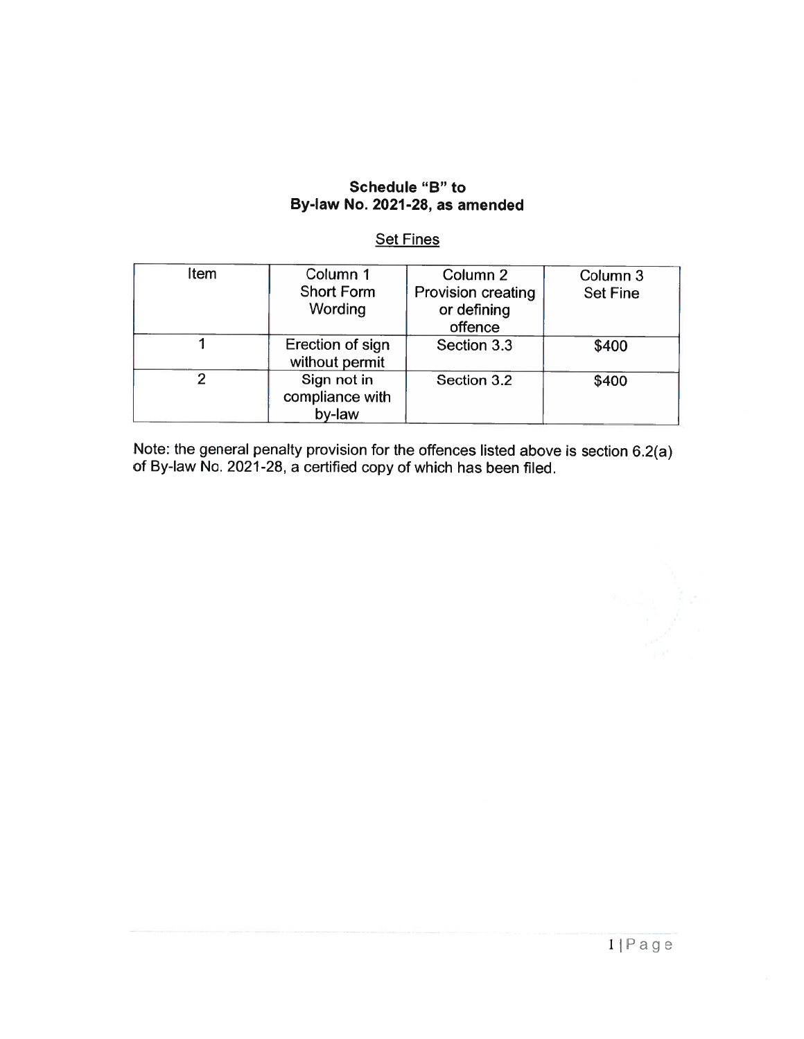**Schedule "B" to**
**By-law No. 2021-28, as amended**

<u>Set Fines</u>

| Item | Column 1 Short Form Wording | Column 2 Provision creating or defining offence | Column 3 Set Fine |
|---|---|---|---|
| 1 | Erection of sign without permit | Section 3.3 | $400 |
| 2 | Sign not in compliance with by-law | Section 3.2 | $400 |

Note: the general penalty provision for the offences listed above is section 6.2(a) of By-law No. 2021-28, a certified copy of which has been filed.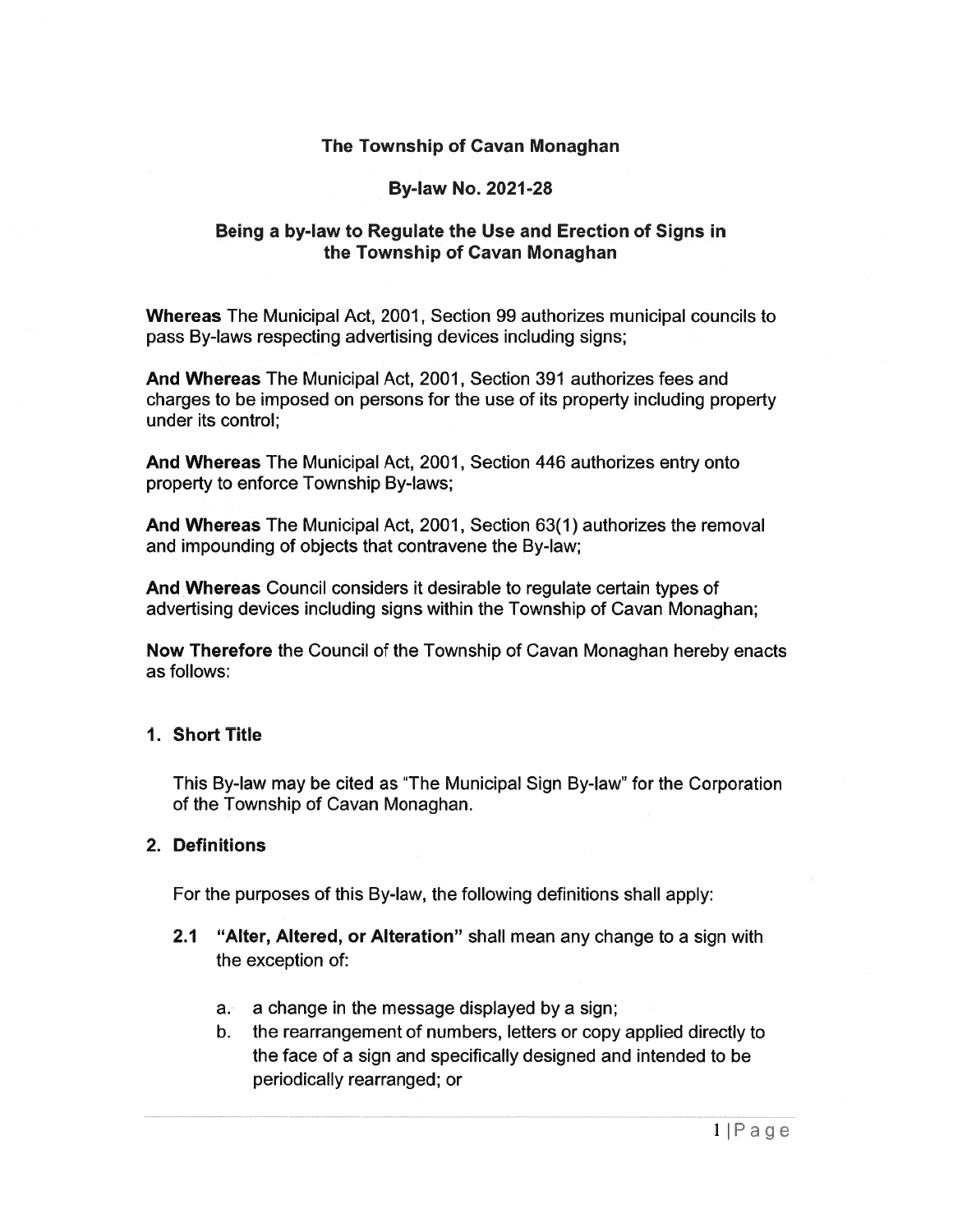**The Township of Cavan Monaghan**

**By-law No. 2021-28**

**Being a by-law to Regulate the Use and Erection of Signs in the Township of Cavan Monaghan**

**Whereas** The Municipal Act, 2001, Section 99 authorizes municipal councils to pass By-laws respecting advertising devices including signs;

**And Whereas** The Municipal Act, 2001, Section 391 authorizes fees and charges to be imposed on persons for the use of its property including property under its control;

**And Whereas** The Municipal Act, 2001, Section 446 authorizes entry onto property to enforce Township By-laws;

**And Whereas** The Municipal Act, 2001, Section 63(1) authorizes the removal and impounding of objects that contravene the By-law;

**And Whereas** Council considers it desirable to regulate certain types of advertising devices including signs within the Township of Cavan Monaghan;

**Now Therefore** the Council of the Township of Cavan Monaghan hereby enacts as follows:

## 1. Short Title

This By-law may be cited as "The Municipal Sign By-law" for the Corporation of the Township of Cavan Monaghan.

## 2. Definitions

For the purposes of this By-law, the following definitions shall apply:

**2.1 "Alter, Altered, or Alteration"** shall mean any change to a sign with the exception of:

a. a change in the message displayed by a sign;

b. the rearrangement of numbers, letters or copy applied directly to the face of a sign and specifically designed and intended to be periodically rearranged; or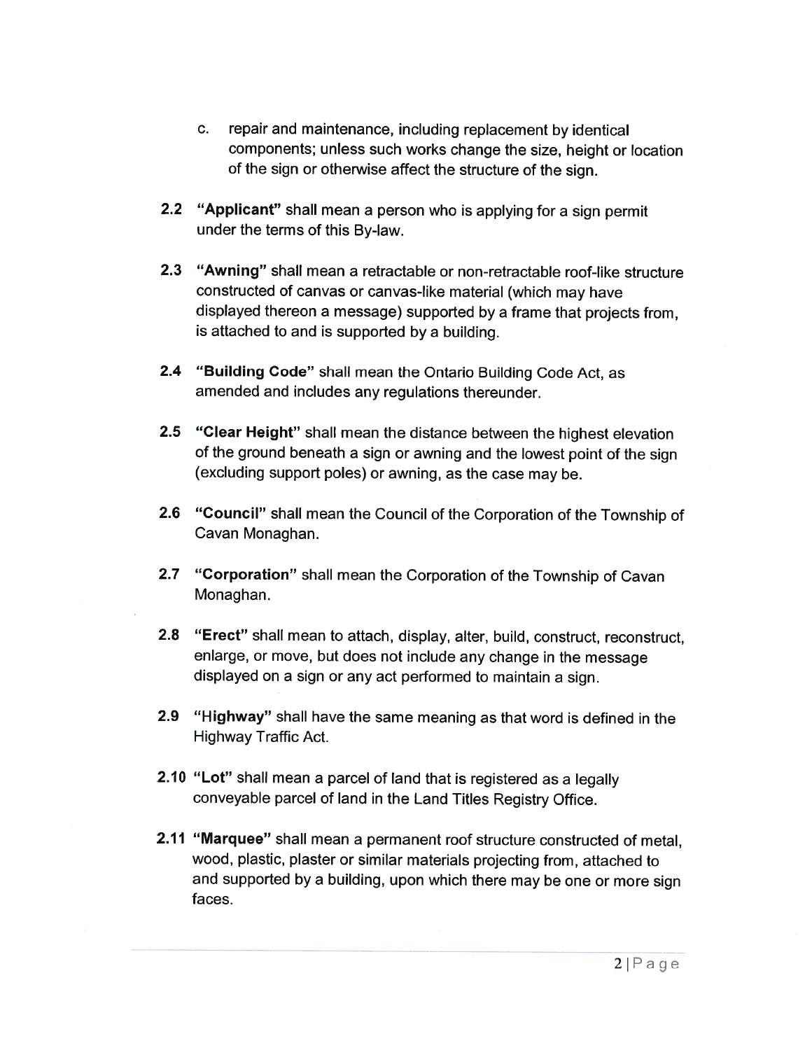c. repair and maintenance, including replacement by identical components; unless such works change the size, height or location of the sign or otherwise affect the structure of the sign.

**2.2 "Applicant"** shall mean a person who is applying for a sign permit under the terms of this By-law.

**2.3 "Awning"** shall mean a retractable or non-retractable roof-like structure constructed of canvas or canvas-like material (which may have displayed thereon a message) supported by a frame that projects from, is attached to and is supported by a building.

**2.4 "Building Code"** shall mean the Ontario Building Code Act, as amended and includes any regulations thereunder.

**2.5 "Clear Height"** shall mean the distance between the highest elevation of the ground beneath a sign or awning and the lowest point of the sign (excluding support poles) or awning, as the case may be.

**2.6 "Council"** shall mean the Council of the Corporation of the Township of Cavan Monaghan.

**2.7 "Corporation"** shall mean the Corporation of the Township of Cavan Monaghan.

**2.8 "Erect"** shall mean to attach, display, alter, build, construct, reconstruct, enlarge, or move, but does not include any change in the message displayed on a sign or any act performed to maintain a sign.

**2.9** "**Highway**" shall have the same meaning as that word is defined in the Highway Traffic Act.

**2.10 "Lot"** shall mean a parcel of land that is registered as a legally conveyable parcel of land in the Land Titles Registry Office.

**2.11 "Marquee"** shall mean a permanent roof structure constructed of metal, wood, plastic, plaster or similar materials projecting from, attached to and supported by a building, upon which there may be one or more sign faces.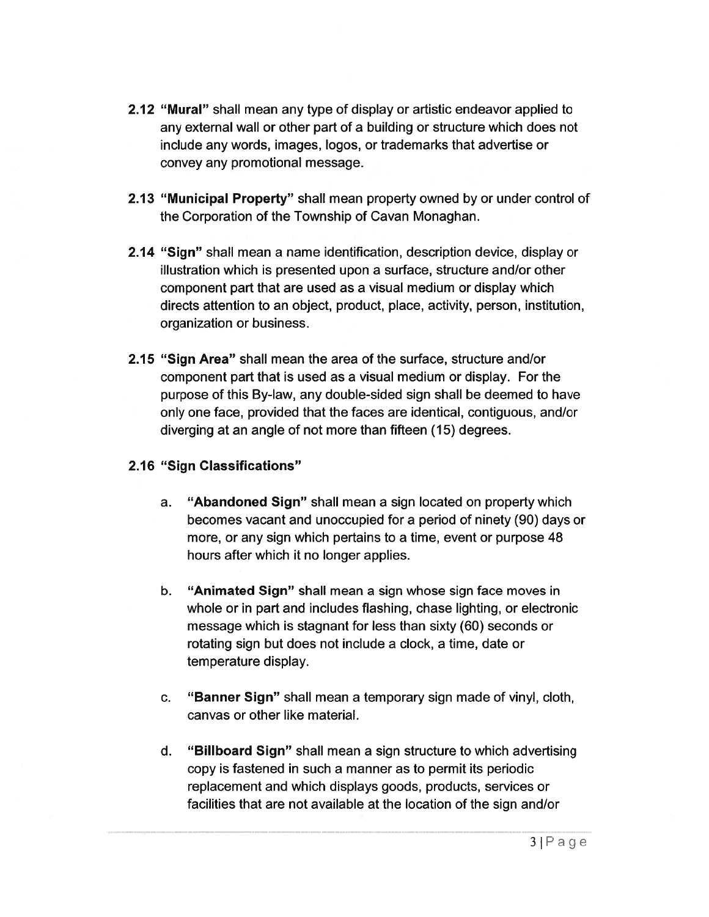**2.12 "Mural"** shall mean any type of display or artistic endeavor applied to any external wall or other part of a building or structure which does not include any words, images, logos, or trademarks that advertise or convey any promotional message.

**2.13 "Municipal Property"** shall mean property owned by or under control of the Corporation of the Township of Cavan Monaghan.

**2.14 "Sign"** shall mean a name identification, description device, display or illustration which is presented upon a surface, structure and/or other component part that are used as a visual medium or display which directs attention to an object, product, place, activity, person, institution, organization or business.

**2.15 "Sign Area"** shall mean the area of the surface, structure and/or component part that is used as a visual medium or display. For the purpose of this By-law, any double-sided sign shall be deemed to have only one face, provided that the faces are identical, contiguous, and/or diverging at an angle of not more than fifteen (15) degrees.

**2.16 "Sign Classifications"**

a. **"Abandoned Sign"** shall mean a sign located on property which becomes vacant and unoccupied for a period of ninety (90) days or more, or any sign which pertains to a time, event or purpose 48 hours after which it no longer applies.

b. **"Animated Sign"** shall mean a sign whose sign face moves in whole or in part and includes flashing, chase lighting, or electronic message which is stagnant for less than sixty (60) seconds or rotating sign but does not include a clock, a time, date or temperature display.

c. **"Banner Sign"** shall mean a temporary sign made of vinyl, cloth, canvas or other like material.

d. **"Billboard Sign"** shall mean a sign structure to which advertising copy is fastened in such a manner as to permit its periodic replacement and which displays goods, products, services or facilities that are not available at the location of the sign and/or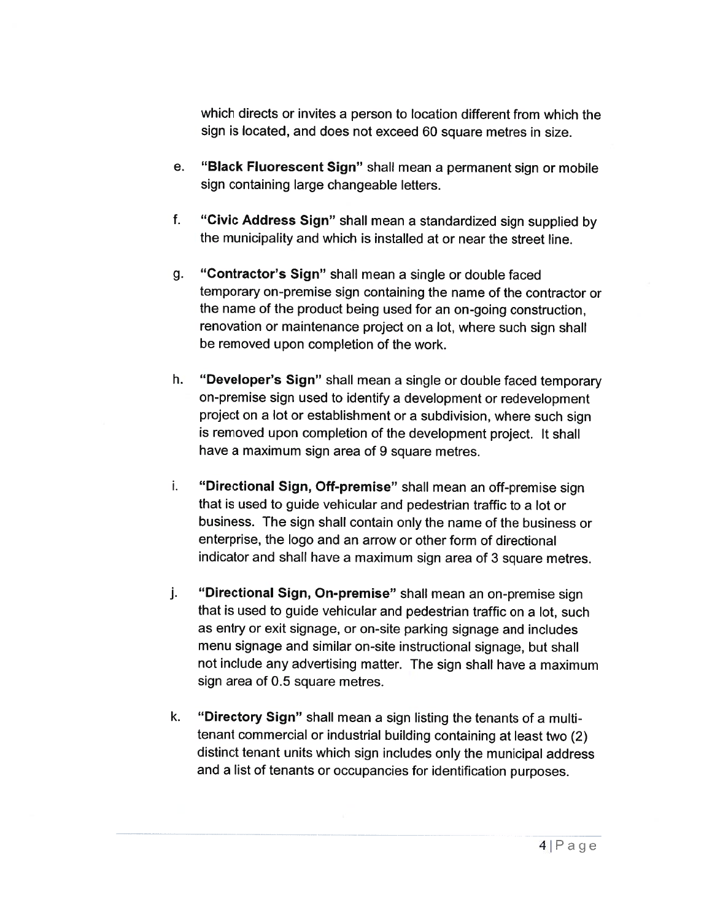which directs or invites a person to location different from which the sign is located, and does not exceed 60 square metres in size.

e. **"Black Fluorescent Sign"** shall mean a permanent sign or mobile sign containing large changeable letters.

f. **"Civic Address Sign"** shall mean a standardized sign supplied by the municipality and which is installed at or near the street line.

g. **"Contractor's Sign"** shall mean a single or double faced temporary on-premise sign containing the name of the contractor or the name of the product being used for an on-going construction, renovation or maintenance project on a lot, where such sign shall be removed upon completion of the work.

h. **"Developer's Sign"** shall mean a single or double faced temporary on-premise sign used to identify a development or redevelopment project on a lot or establishment or a subdivision, where such sign is removed upon completion of the development project. It shall have a maximum sign area of 9 square metres.

i. **"Directional Sign, Off-premise"** shall mean an off-premise sign that is used to guide vehicular and pedestrian traffic to a lot or business. The sign shall contain only the name of the business or enterprise, the logo and an arrow or other form of directional indicator and shall have a maximum sign area of 3 square metres.

j. **"Directional Sign, On-premise"** shall mean an on-premise sign that is used to guide vehicular and pedestrian traffic on a lot, such as entry or exit signage, or on-site parking signage and includes menu signage and similar on-site instructional signage, but shall not include any advertising matter. The sign shall have a maximum sign area of 0.5 square metres.

k. **"Directory Sign"** shall mean a sign listing the tenants of a multi-tenant commercial or industrial building containing at least two (2) distinct tenant units which sign includes only the municipal address and a list of tenants or occupancies for identification purposes.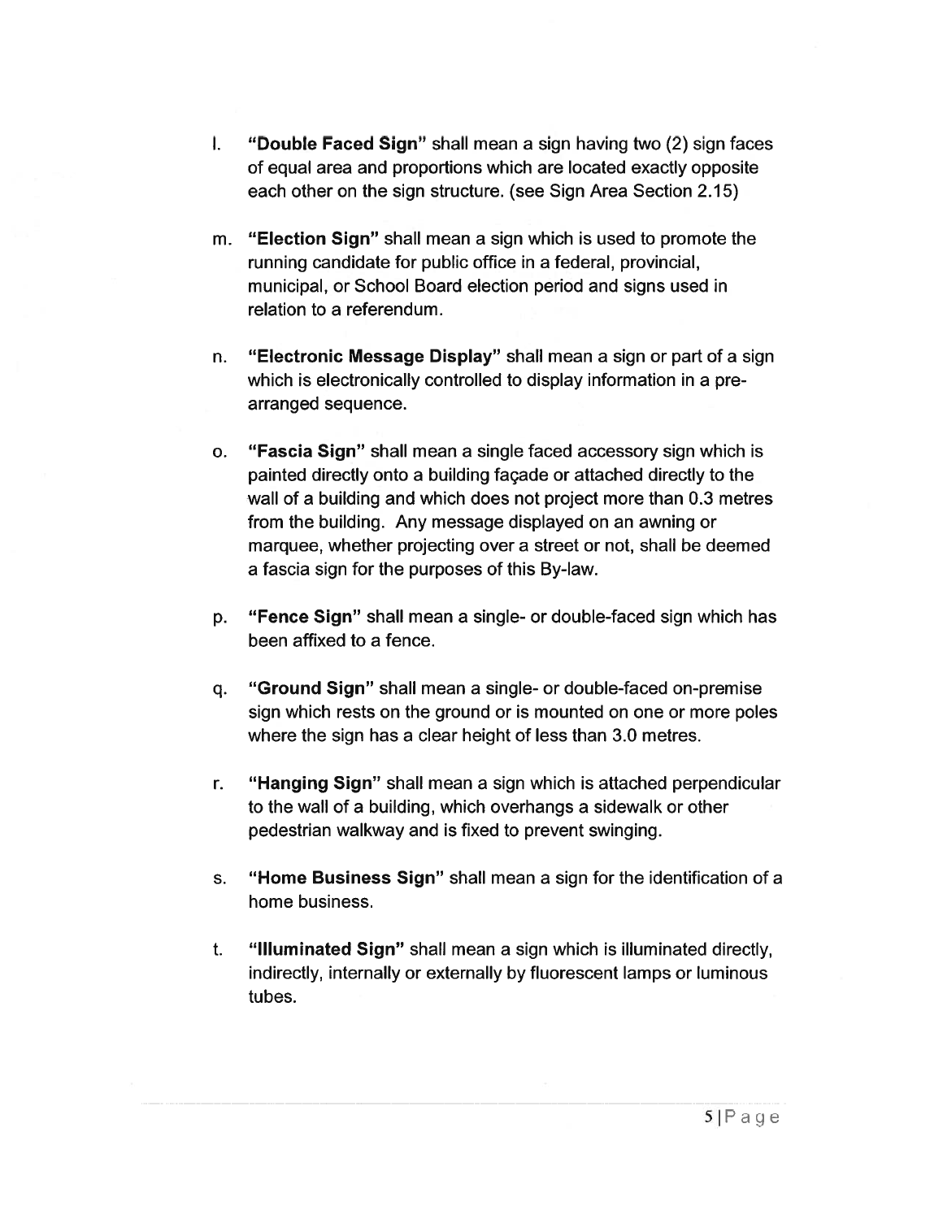l. **"Double Faced Sign"** shall mean a sign having two (2) sign faces of equal area and proportions which are located exactly opposite each other on the sign structure. (see Sign Area Section 2.15)

m. **"Election Sign"** shall mean a sign which is used to promote the running candidate for public office in a federal, provincial, municipal, or School Board election period and signs used in relation to a referendum.

n. **"Electronic Message Display"** shall mean a sign or part of a sign which is electronically controlled to display information in a pre-arranged sequence.

o. **"Fascia Sign"** shall mean a single faced accessory sign which is painted directly onto a building façade or attached directly to the wall of a building and which does not project more than 0.3 metres from the building. Any message displayed on an awning or marquee, whether projecting over a street or not, shall be deemed a fascia sign for the purposes of this By-law.

p. **"Fence Sign"** shall mean a single- or double-faced sign which has been affixed to a fence.

q. **"Ground Sign"** shall mean a single- or double-faced on-premise sign which rests on the ground or is mounted on one or more poles where the sign has a clear height of less than 3.0 metres.

r. **"Hanging Sign"** shall mean a sign which is attached perpendicular to the wall of a building, which overhangs a sidewalk or other pedestrian walkway and is fixed to prevent swinging.

s. **"Home Business Sign"** shall mean a sign for the identification of a home business.

t. **"Illuminated Sign"** shall mean a sign which is illuminated directly, indirectly, internally or externally by fluorescent lamps or luminous tubes.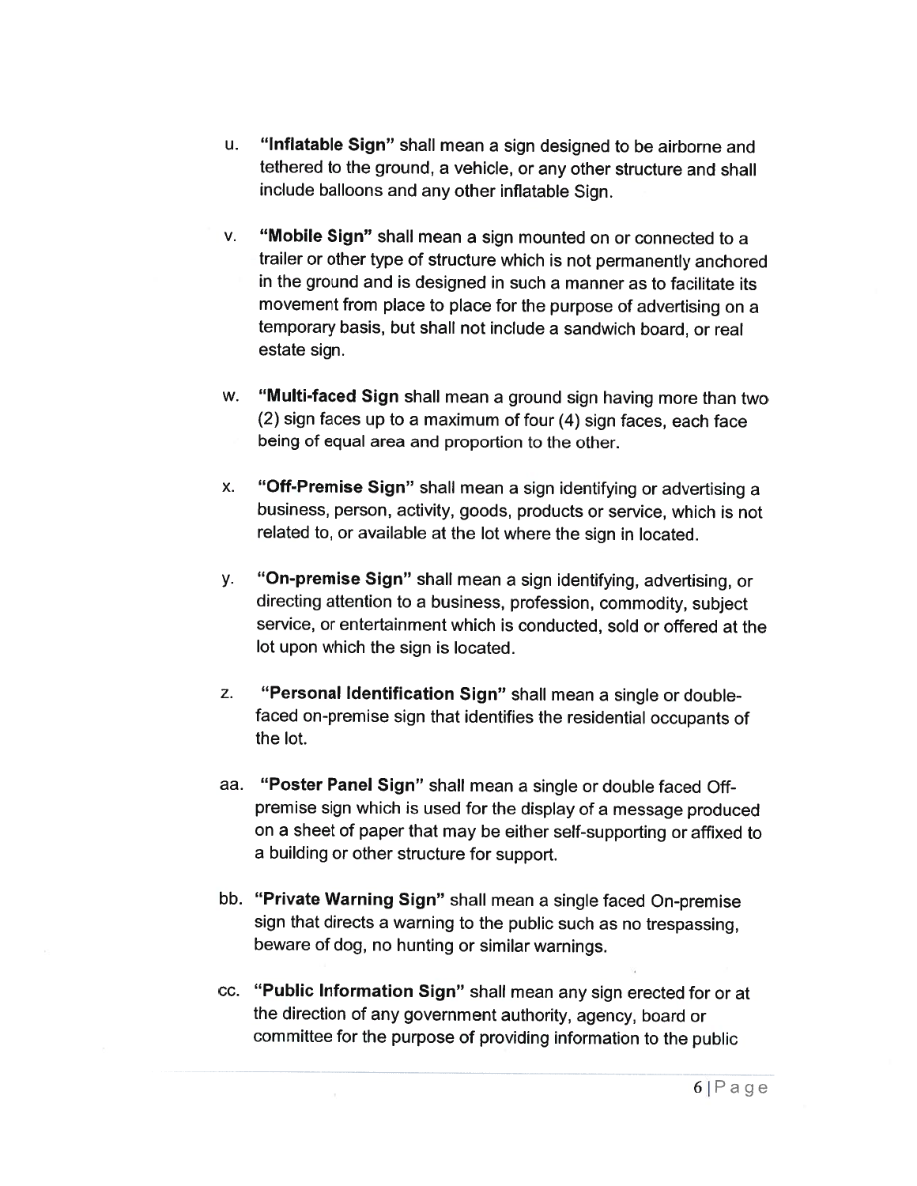u. **"Inflatable Sign"** shall mean a sign designed to be airborne and tethered to the ground, a vehicle, or any other structure and shall include balloons and any other inflatable Sign.

v. **"Mobile Sign"** shall mean a sign mounted on or connected to a trailer or other type of structure which is not permanently anchored in the ground and is designed in such a manner as to facilitate its movement from place to place for the purpose of advertising on a temporary basis, but shall not include a sandwich board, or real estate sign.

w. **"Multi-faced Sign** shall mean a ground sign having more than two (2) sign faces up to a maximum of four (4) sign faces, each face being of equal area and proportion to the other.

x. **"Off-Premise Sign"** shall mean a sign identifying or advertising a business, person, activity, goods, products or service, which is not related to, or available at the lot where the sign in located.

y. **"On-premise Sign"** shall mean a sign identifying, advertising, or directing attention to a business, profession, commodity, subject service, or entertainment which is conducted, sold or offered at the lot upon which the sign is located.

z. **"Personal Identification Sign"** shall mean a single or double-faced on-premise sign that identifies the residential occupants of the lot.

aa. **"Poster Panel Sign"** shall mean a single or double faced Off-premise sign which is used for the display of a message produced on a sheet of paper that may be either self-supporting or affixed to a building or other structure for support.

bb. **"Private Warning Sign"** shall mean a single faced On-premise sign that directs a warning to the public such as no trespassing, beware of dog, no hunting or similar warnings.

cc. **"Public Information Sign"** shall mean any sign erected for or at the direction of any government authority, agency, board or committee for the purpose of providing information to the public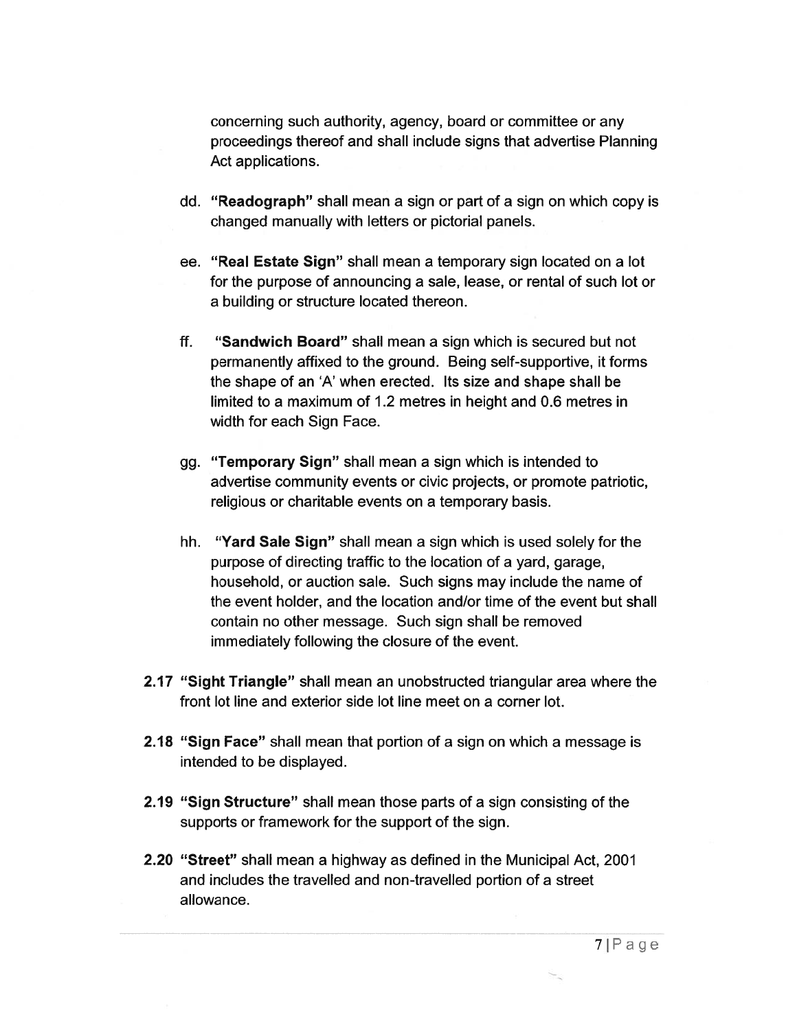concerning such authority, agency, board or committee or any proceedings thereof and shall include signs that advertise Planning Act applications.

dd. **"Readograph"** shall mean a sign or part of a sign on which copy is changed manually with letters or pictorial panels.

ee. **"Real Estate Sign"** shall mean a temporary sign located on a lot for the purpose of announcing a sale, lease, or rental of such lot or a building or structure located thereon.

ff. **"Sandwich Board"** shall mean a sign which is secured but not permanently affixed to the ground. Being self-supportive, it forms the shape of an 'A' when erected. Its size and shape shall be limited to a maximum of 1.2 metres in height and 0.6 metres in width for each Sign Face.

gg. **"Temporary Sign"** shall mean a sign which is intended to advertise community events or civic projects, or promote patriotic, religious or charitable events on a temporary basis.

hh. **"Yard Sale Sign"** shall mean a sign which is used solely for the purpose of directing traffic to the location of a yard, garage, household, or auction sale. Such signs may include the name of the event holder, and the location and/or time of the event but shall contain no other message. Such sign shall be removed immediately following the closure of the event.

**2.17 "Sight Triangle"** shall mean an unobstructed triangular area where the front lot line and exterior side lot line meet on a corner lot.

**2.18 "Sign Face"** shall mean that portion of a sign on which a message is intended to be displayed.

**2.19 "Sign Structure"** shall mean those parts of a sign consisting of the supports or framework for the support of the sign.

**2.20 "Street"** shall mean a highway as defined in the Municipal Act, 2001 and includes the travelled and non-travelled portion of a street allowance.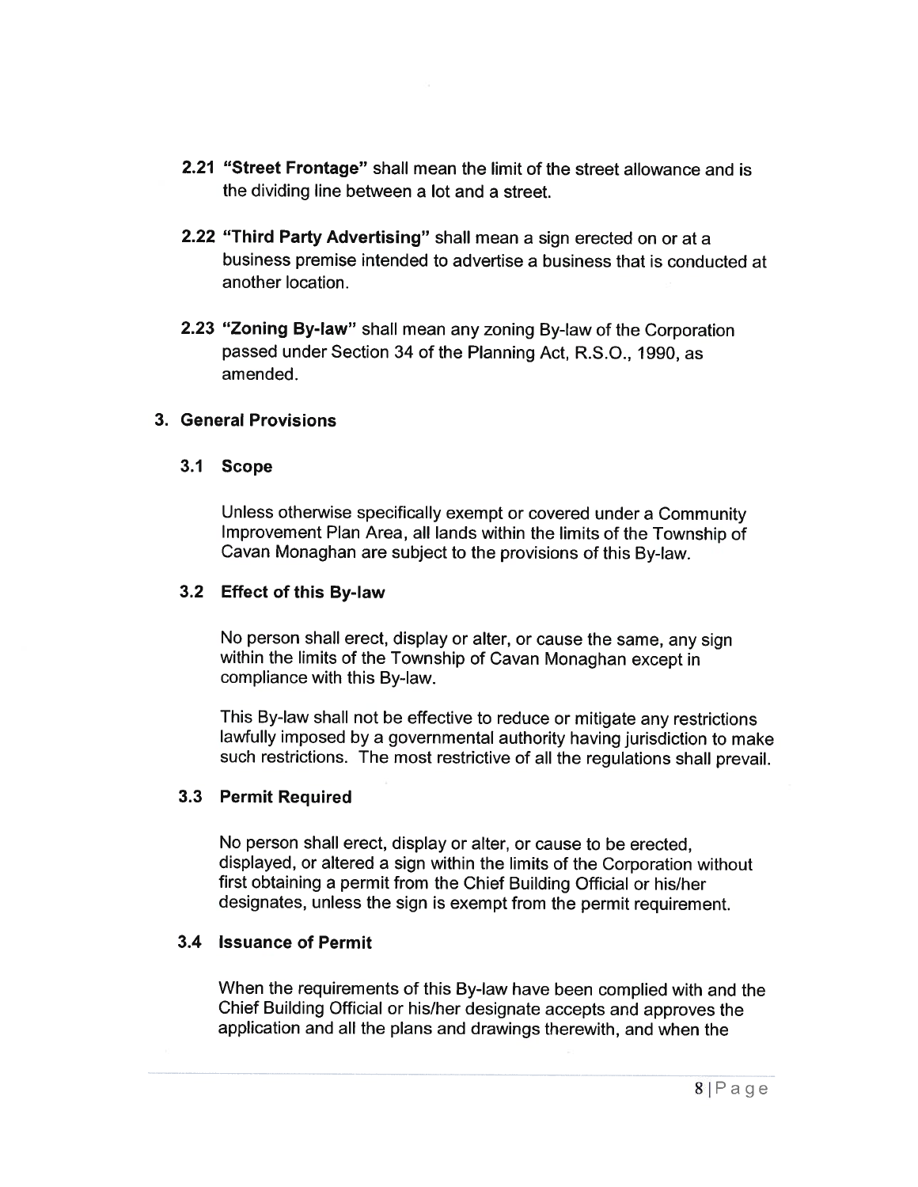**2.21 "Street Frontage"** shall mean the limit of the street allowance and is the dividing line between a lot and a street.

**2.22 "Third Party Advertising"** shall mean a sign erected on or at a business premise intended to advertise a business that is conducted at another location.

**2.23 "Zoning By-law"** shall mean any zoning By-law of the Corporation passed under Section 34 of the Planning Act, R.S.O., 1990, as amended.

## 3. General Provisions

### 3.1 Scope

Unless otherwise specifically exempt or covered under a Community Improvement Plan Area, all lands within the limits of the Township of Cavan Monaghan are subject to the provisions of this By-law.

### 3.2 Effect of this By-law

No person shall erect, display or alter, or cause the same, any sign within the limits of the Township of Cavan Monaghan except in compliance with this By-law.

This By-law shall not be effective to reduce or mitigate any restrictions lawfully imposed by a governmental authority having jurisdiction to make such restrictions. The most restrictive of all the regulations shall prevail.

### 3.3 Permit Required

No person shall erect, display or alter, or cause to be erected, displayed, or altered a sign within the limits of the Corporation without first obtaining a permit from the Chief Building Official or his/her designates, unless the sign is exempt from the permit requirement.

### 3.4 Issuance of Permit

When the requirements of this By-law have been complied with and the Chief Building Official or his/her designate accepts and approves the application and all the plans and drawings therewith, and when the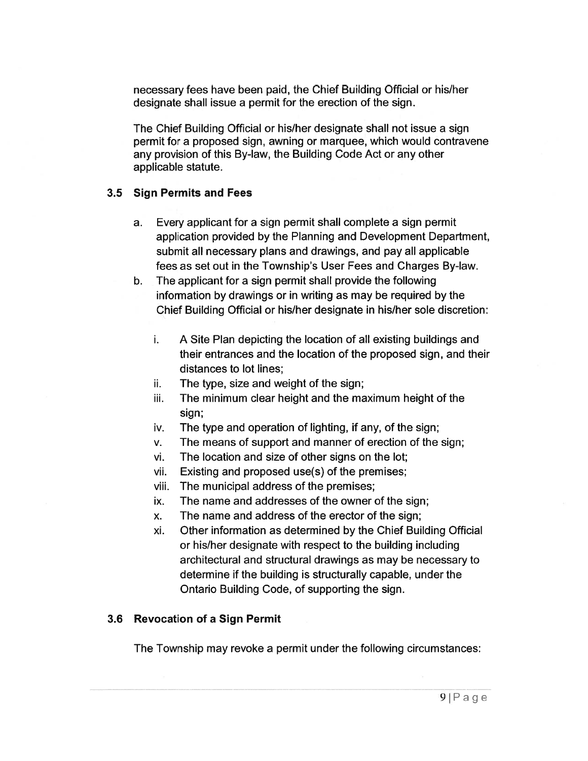necessary fees have been paid, the Chief Building Official or his/her designate shall issue a permit for the erection of the sign.

The Chief Building Official or his/her designate shall not issue a sign permit for a proposed sign, awning or marquee, which would contravene any provision of this By-law, the Building Code Act or any other applicable statute.

### 3.5 Sign Permits and Fees

a. Every applicant for a sign permit shall complete a sign permit application provided by the Planning and Development Department, submit all necessary plans and drawings, and pay all applicable fees as set out in the Township's User Fees and Charges By-law.

b. The applicant for a sign permit shall provide the following information by drawings or in writing as may be required by the Chief Building Official or his/her designate in his/her sole discretion:

   i. A Site Plan depicting the location of all existing buildings and their entrances and the location of the proposed sign, and their distances to lot lines;
   
   ii. The type, size and weight of the sign;
   
   iii. The minimum clear height and the maximum height of the sign;
   
   iv. The type and operation of lighting, if any, of the sign;
   
   v. The means of support and manner of erection of the sign;
   
   vi. The location and size of other signs on the lot;
   
   vii. Existing and proposed use(s) of the premises;
   
   viii. The municipal address of the premises;
   
   ix. The name and addresses of the owner of the sign;
   
   x. The name and address of the erector of the sign;
   
   xi. Other information as determined by the Chief Building Official or his/her designate with respect to the building including architectural and structural drawings as may be necessary to determine if the building is structurally capable, under the Ontario Building Code, of supporting the sign.

### 3.6 Revocation of a Sign Permit

The Township may revoke a permit under the following circumstances: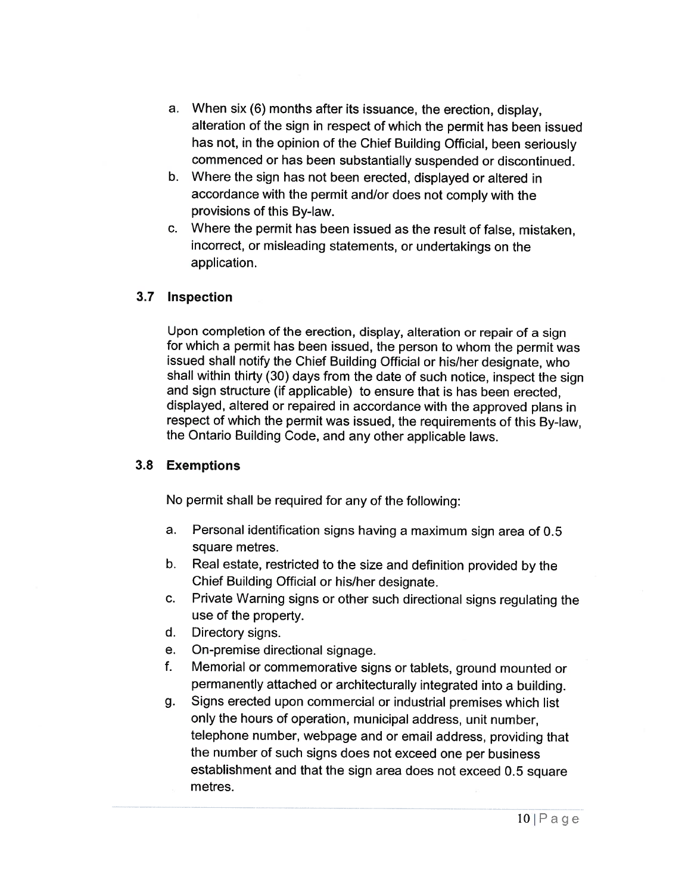a. When six (6) months after its issuance, the erection, display, alteration of the sign in respect of which the permit has been issued has not, in the opinion of the Chief Building Official, been seriously commenced or has been substantially suspended or discontinued.
b. Where the sign has not been erected, displayed or altered in accordance with the permit and/or does not comply with the provisions of this By-law.
c. Where the permit has been issued as the result of false, mistaken, incorrect, or misleading statements, or undertakings on the application.

### 3.7 Inspection

Upon completion of the erection, display, alteration or repair of a sign for which a permit has been issued, the person to whom the permit was issued shall notify the Chief Building Official or his/her designate, who shall within thirty (30) days from the date of such notice, inspect the sign and sign structure (if applicable) to ensure that is has been erected, displayed, altered or repaired in accordance with the approved plans in respect of which the permit was issued, the requirements of this By-law, the Ontario Building Code, and any other applicable laws.

### 3.8 Exemptions

No permit shall be required for any of the following:

a. Personal identification signs having a maximum sign area of 0.5 square metres.
b. Real estate, restricted to the size and definition provided by the Chief Building Official or his/her designate.
c. Private Warning signs or other such directional signs regulating the use of the property.
d. Directory signs.
e. On-premise directional signage.
f. Memorial or commemorative signs or tablets, ground mounted or permanently attached or architecturally integrated into a building.
g. Signs erected upon commercial or industrial premises which list only the hours of operation, municipal address, unit number, telephone number, webpage and or email address, providing that the number of such signs does not exceed one per business establishment and that the sign area does not exceed 0.5 square metres.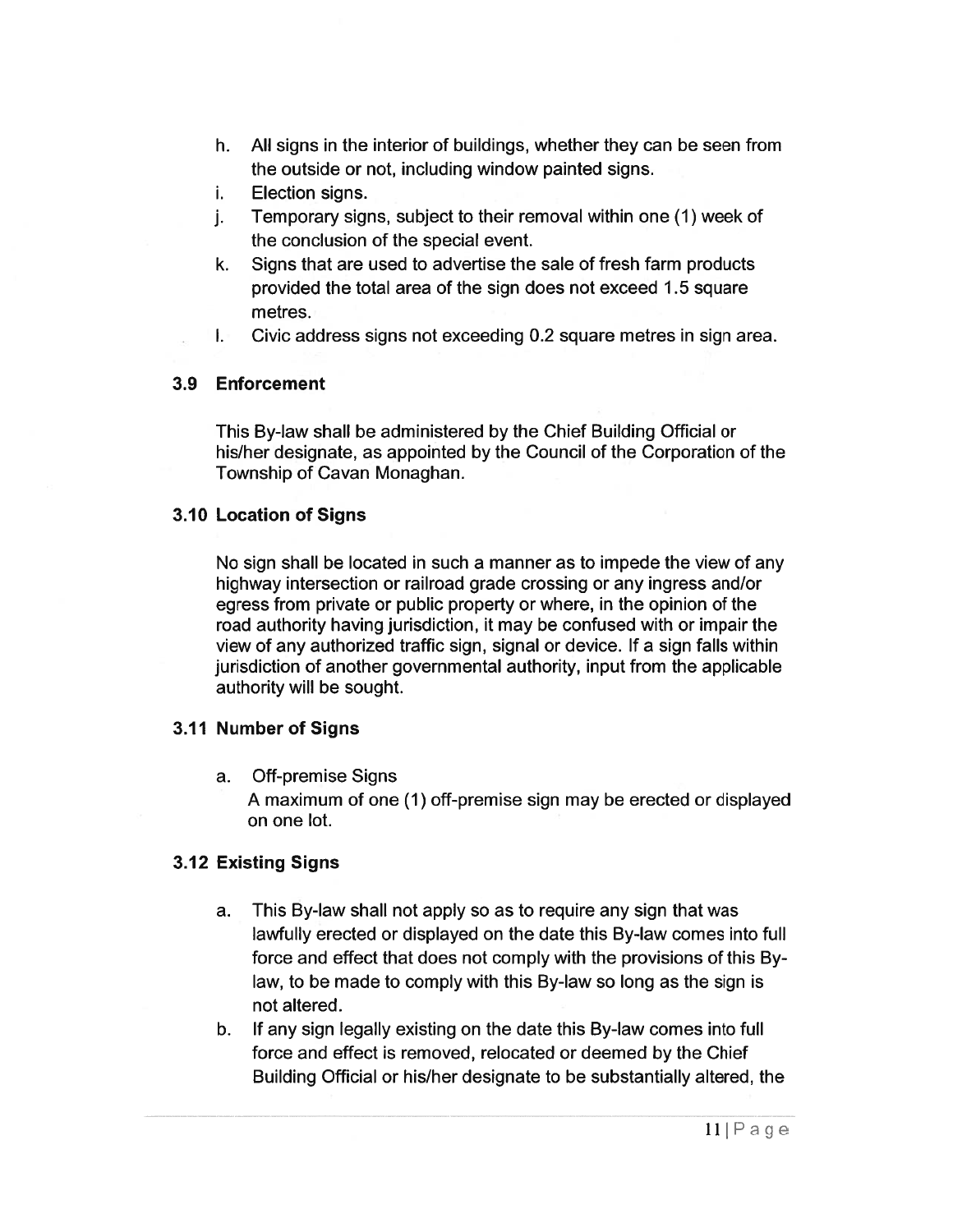h. All signs in the interior of buildings, whether they can be seen from the outside or not, including window painted signs.
i. Election signs.
j. Temporary signs, subject to their removal within one (1) week of the conclusion of the special event.
k. Signs that are used to advertise the sale of fresh farm products provided the total area of the sign does not exceed 1.5 square metres.
l. Civic address signs not exceeding 0.2 square metres in sign area.

### 3.9 Enforcement

This By-law shall be administered by the Chief Building Official or his/her designate, as appointed by the Council of the Corporation of the Township of Cavan Monaghan.

### 3.10 Location of Signs

No sign shall be located in such a manner as to impede the view of any highway intersection or railroad grade crossing or any ingress and/or egress from private or public property or where, in the opinion of the road authority having jurisdiction, it may be confused with or impair the view of any authorized traffic sign, signal or device. If a sign falls within jurisdiction of another governmental authority, input from the applicable authority will be sought.

### 3.11 Number of Signs

a. Off-premise Signs
A maximum of one (1) off-premise sign may be erected or displayed on one lot.

### 3.12 Existing Signs

a. This By-law shall not apply so as to require any sign that was lawfully erected or displayed on the date this By-law comes into full force and effect that does not comply with the provisions of this By-law, to be made to comply with this By-law so long as the sign is not altered.
b. If any sign legally existing on the date this By-law comes into full force and effect is removed, relocated or deemed by the Chief Building Official or his/her designate to be substantially altered, the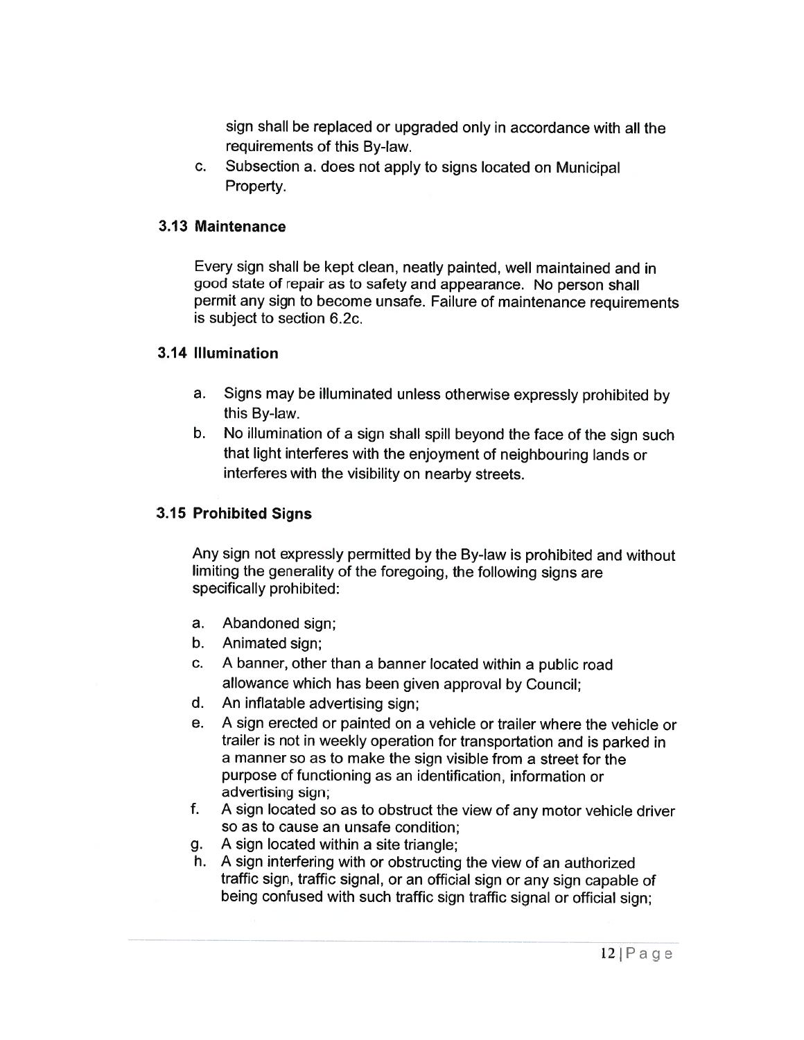sign shall be replaced or upgraded only in accordance with all the requirements of this By-law.

c. Subsection a. does not apply to signs located on Municipal Property.

### 3.13 Maintenance

Every sign shall be kept clean, neatly painted, well maintained and in good state of repair as to safety and appearance. No person shall permit any sign to become unsafe. Failure of maintenance requirements is subject to section 6.2c.

### 3.14 Illumination

a. Signs may be illuminated unless otherwise expressly prohibited by this By-law.

b. No illumination of a sign shall spill beyond the face of the sign such that light interferes with the enjoyment of neighbouring lands or interferes with the visibility on nearby streets.

### 3.15 Prohibited Signs

Any sign not expressly permitted by the By-law is prohibited and without limiting the generality of the foregoing, the following signs are specifically prohibited:

a. Abandoned sign;

b. Animated sign;

c. A banner, other than a banner located within a public road allowance which has been given approval by Council;

d. An inflatable advertising sign;

e. A sign erected or painted on a vehicle or trailer where the vehicle or trailer is not in weekly operation for transportation and is parked in a manner so as to make the sign visible from a street for the purpose of functioning as an identification, information or advertising sign;

f. A sign located so as to obstruct the view of any motor vehicle driver so as to cause an unsafe condition;

g. A sign located within a site triangle;

h. A sign interfering with or obstructing the view of an authorized traffic sign, traffic signal, or an official sign or any sign capable of being confused with such traffic sign traffic signal or official sign;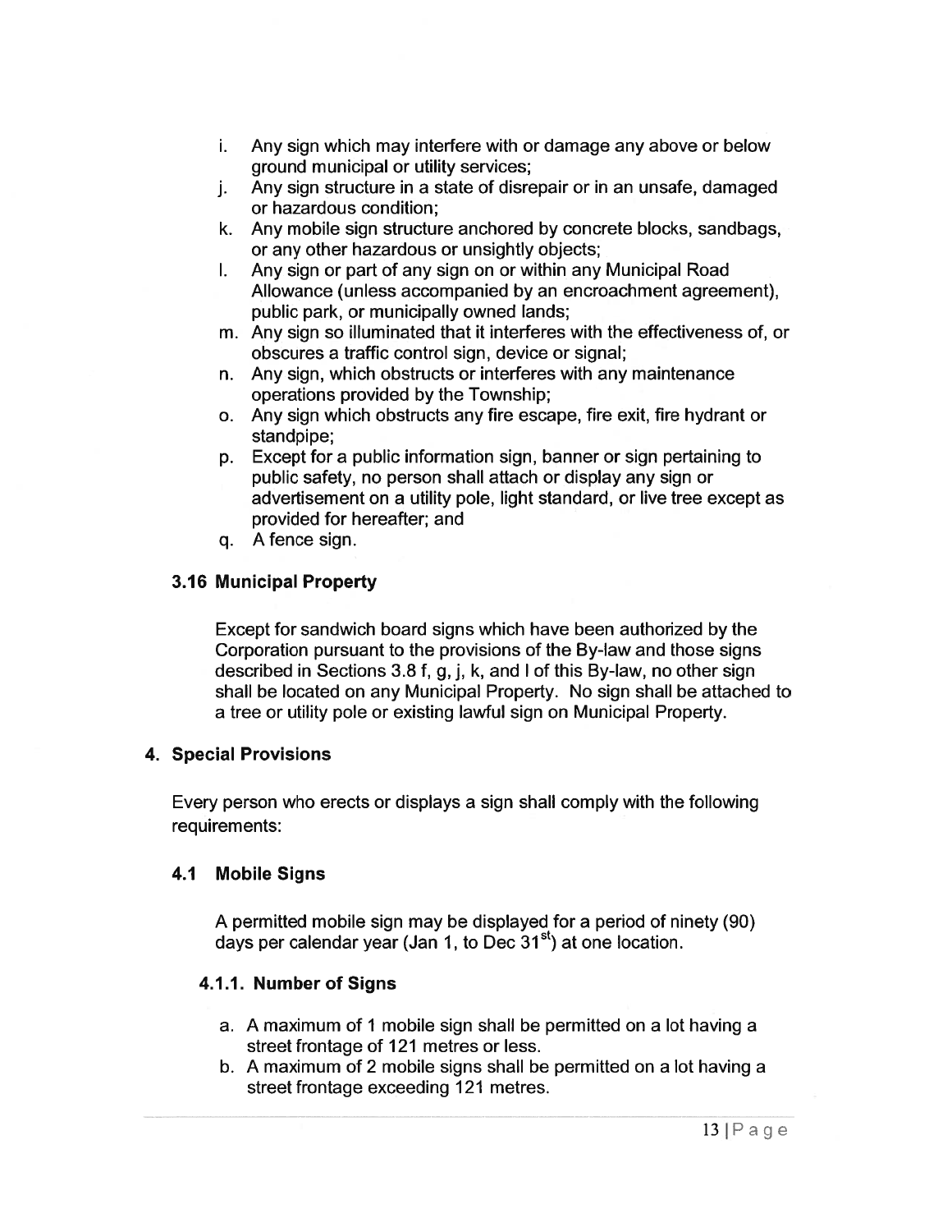i. Any sign which may interfere with or damage any above or below ground municipal or utility services;
j. Any sign structure in a state of disrepair or in an unsafe, damaged or hazardous condition;
k. Any mobile sign structure anchored by concrete blocks, sandbags, or any other hazardous or unsightly objects;
l. Any sign or part of any sign on or within any Municipal Road Allowance (unless accompanied by an encroachment agreement), public park, or municipally owned lands;
m. Any sign so illuminated that it interferes with the effectiveness of, or obscures a traffic control sign, device or signal;
n. Any sign, which obstructs or interferes with any maintenance operations provided by the Township;
o. Any sign which obstructs any fire escape, fire exit, fire hydrant or standpipe;
p. Except for a public information sign, banner or sign pertaining to public safety, no person shall attach or display any sign or advertisement on a utility pole, light standard, or live tree except as provided for hereafter; and
q. A fence sign.

### 3.16 Municipal Property

Except for sandwich board signs which have been authorized by the Corporation pursuant to the provisions of the By-law and those signs described in Sections 3.8 f, g, j, k, and l of this By-law, no other sign shall be located on any Municipal Property. No sign shall be attached to a tree or utility pole or existing lawful sign on Municipal Property.

## 4. Special Provisions

Every person who erects or displays a sign shall comply with the following requirements:

### 4.1 Mobile Signs

A permitted mobile sign may be displayed for a period of ninety (90) days per calendar year (Jan 1, to Dec 31st) at one location.

#### 4.1.1. Number of Signs

a. A maximum of 1 mobile sign shall be permitted on a lot having a street frontage of 121 metres or less.
b. A maximum of 2 mobile signs shall be permitted on a lot having a street frontage exceeding 121 metres.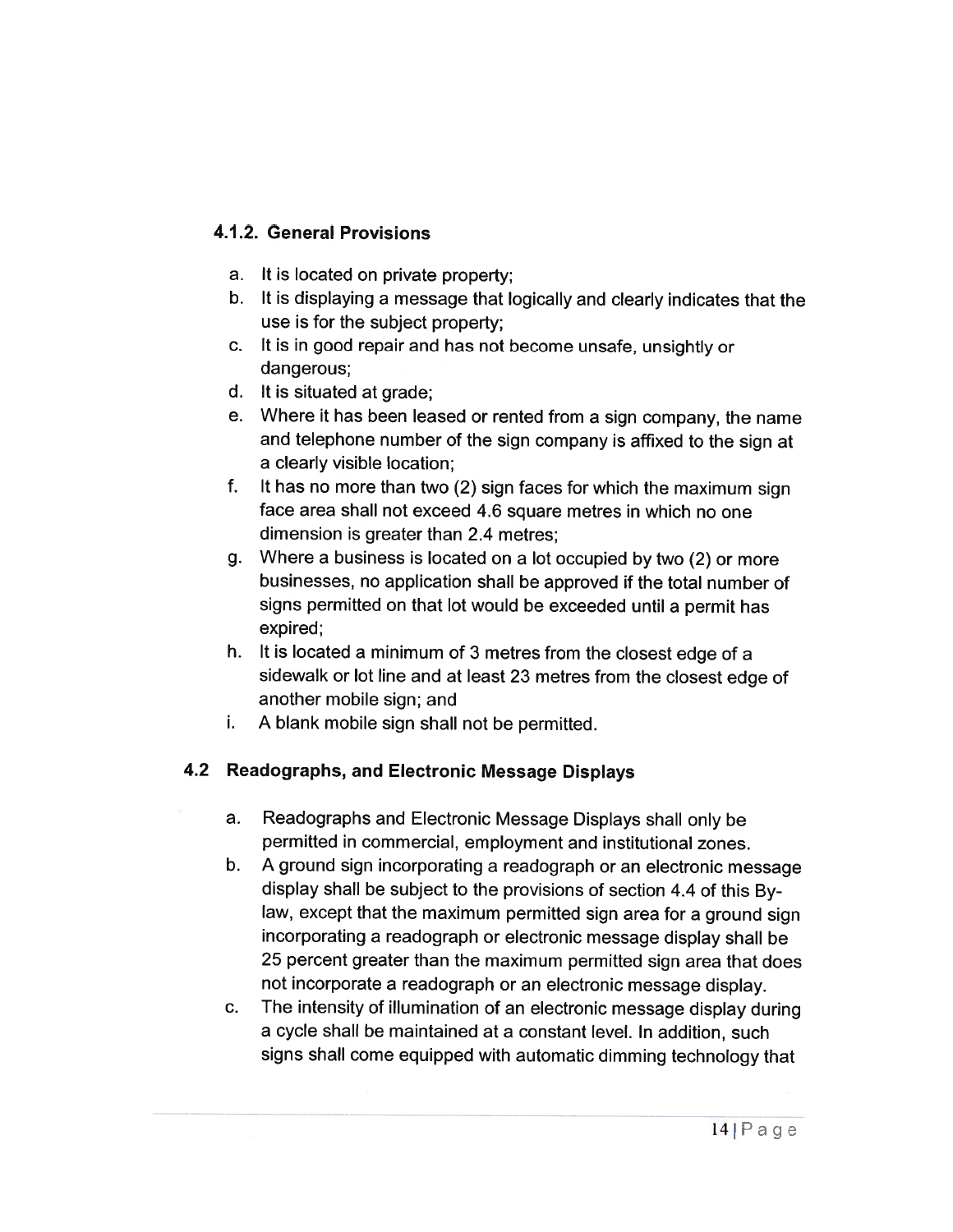#### 4.1.2. General Provisions

a. It is located on private property;
b. It is displaying a message that logically and clearly indicates that the use is for the subject property;
c. It is in good repair and has not become unsafe, unsightly or dangerous;
d. It is situated at grade;
e. Where it has been leased or rented from a sign company, the name and telephone number of the sign company is affixed to the sign at a clearly visible location;
f. It has no more than two (2) sign faces for which the maximum sign face area shall not exceed 4.6 square metres in which no one dimension is greater than 2.4 metres;
g. Where a business is located on a lot occupied by two (2) or more businesses, no application shall be approved if the total number of signs permitted on that lot would be exceeded until a permit has expired;
h. It is located a minimum of 3 metres from the closest edge of a sidewalk or lot line and at least 23 metres from the closest edge of another mobile sign; and
i. A blank mobile sign shall not be permitted.

### 4.2 Readographs, and Electronic Message Displays

a. Readographs and Electronic Message Displays shall only be permitted in commercial, employment and institutional zones.
b. A ground sign incorporating a readograph or an electronic message display shall be subject to the provisions of section 4.4 of this By-law, except that the maximum permitted sign area for a ground sign incorporating a readograph or electronic message display shall be 25 percent greater than the maximum permitted sign area that does not incorporate a readograph or an electronic message display.
c. The intensity of illumination of an electronic message display during a cycle shall be maintained at a constant level. In addition, such signs shall come equipped with automatic dimming technology that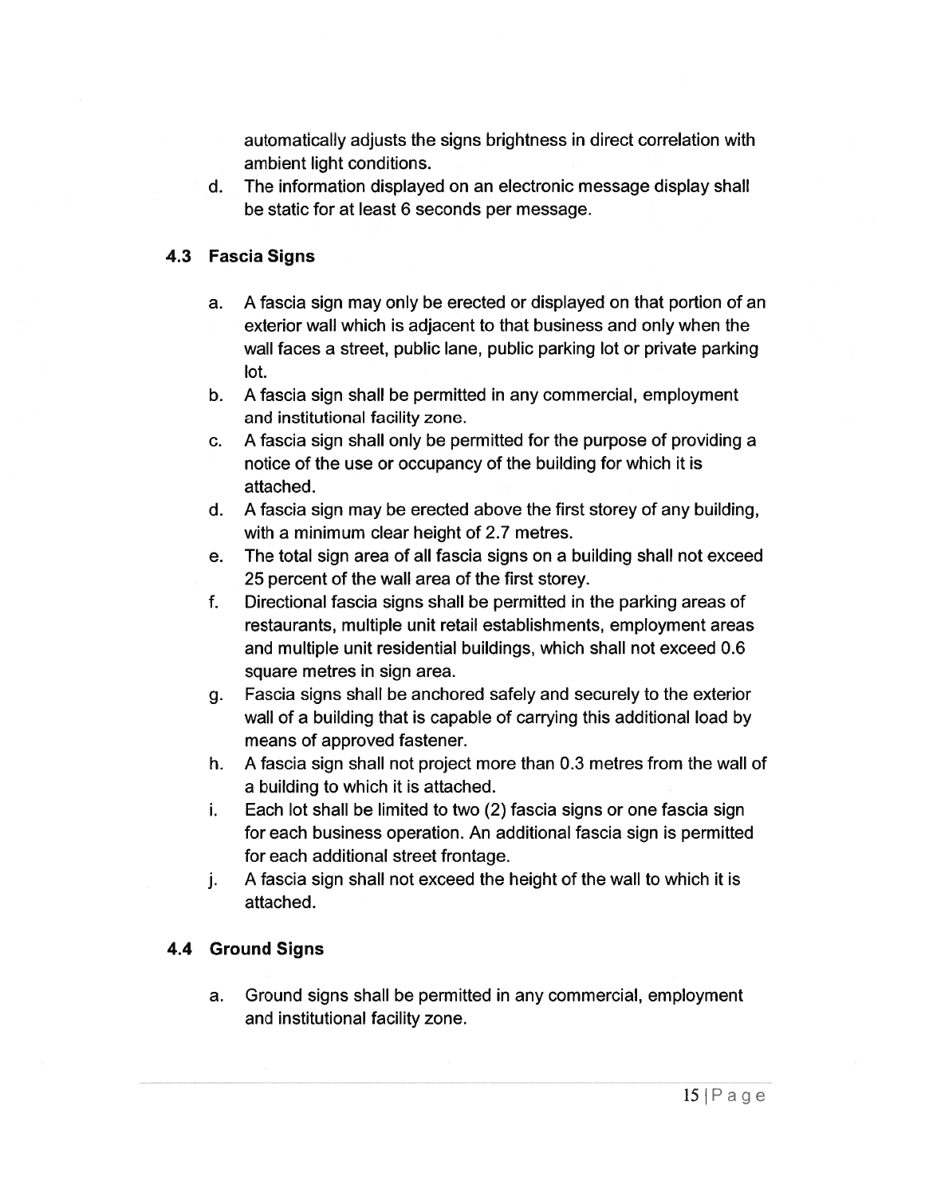automatically adjusts the signs brightness in direct correlation with ambient light conditions.

d. The information displayed on an electronic message display shall be static for at least 6 seconds per message.

### 4.3 Fascia Signs

a. A fascia sign may only be erected or displayed on that portion of an exterior wall which is adjacent to that business and only when the wall faces a street, public lane, public parking lot or private parking lot.

b. A fascia sign shall be permitted in any commercial, employment and institutional facility zone.

c. A fascia sign shall only be permitted for the purpose of providing a notice of the use or occupancy of the building for which it is attached.

d. A fascia sign may be erected above the first storey of any building, with a minimum clear height of 2.7 metres.

e. The total sign area of all fascia signs on a building shall not exceed 25 percent of the wall area of the first storey.

f. Directional fascia signs shall be permitted in the parking areas of restaurants, multiple unit retail establishments, employment areas and multiple unit residential buildings, which shall not exceed 0.6 square metres in sign area.

g. Fascia signs shall be anchored safely and securely to the exterior wall of a building that is capable of carrying this additional load by means of approved fastener.

h. A fascia sign shall not project more than 0.3 metres from the wall of a building to which it is attached.

i. Each lot shall be limited to two (2) fascia signs or one fascia sign for each business operation. An additional fascia sign is permitted for each additional street frontage.

j. A fascia sign shall not exceed the height of the wall to which it is attached.

### 4.4 Ground Signs

a. Ground signs shall be permitted in any commercial, employment and institutional facility zone.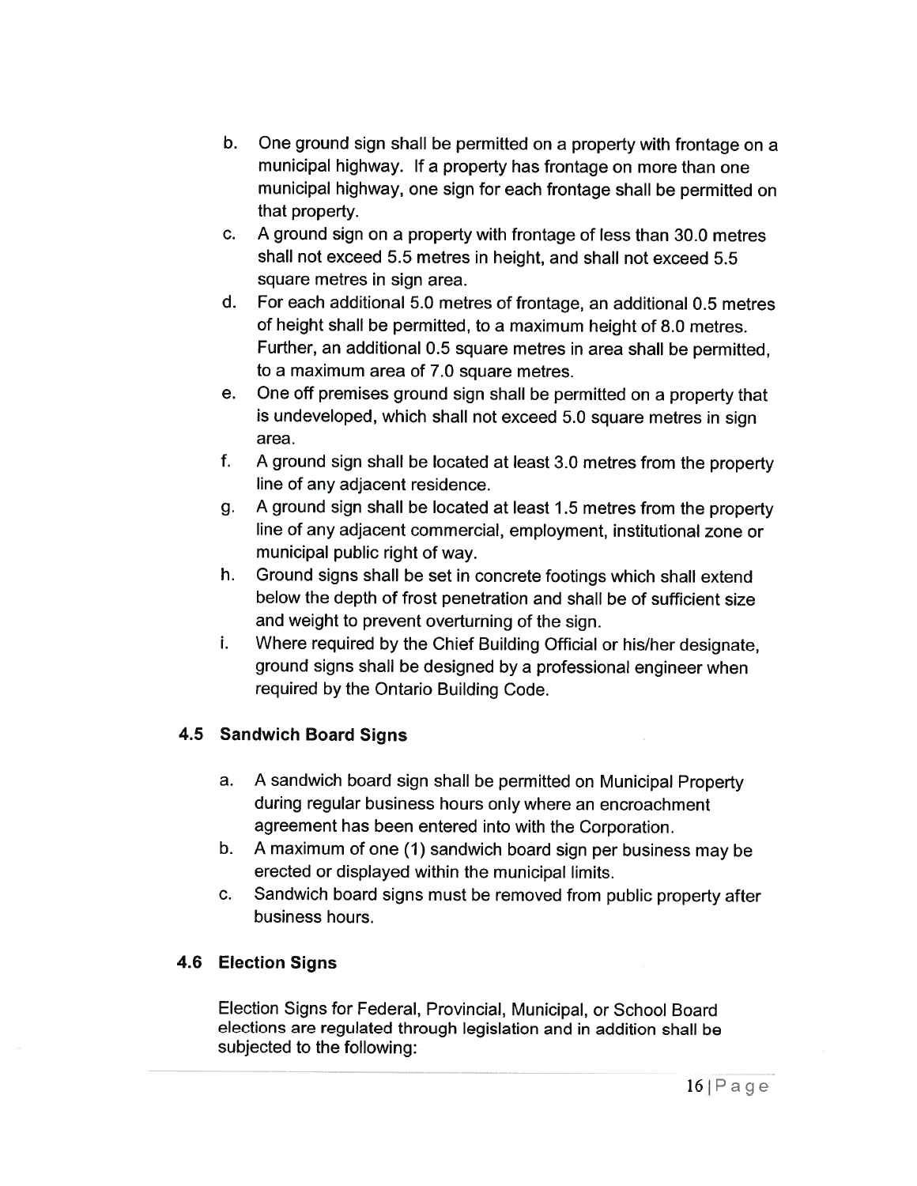b. One ground sign shall be permitted on a property with frontage on a municipal highway. If a property has frontage on more than one municipal highway, one sign for each frontage shall be permitted on that property.
c. A ground sign on a property with frontage of less than 30.0 metres shall not exceed 5.5 metres in height, and shall not exceed 5.5 square metres in sign area.
d. For each additional 5.0 metres of frontage, an additional 0.5 metres of height shall be permitted, to a maximum height of 8.0 metres. Further, an additional 0.5 square metres in area shall be permitted, to a maximum area of 7.0 square metres.
e. One off premises ground sign shall be permitted on a property that is undeveloped, which shall not exceed 5.0 square metres in sign area.
f. A ground sign shall be located at least 3.0 metres from the property line of any adjacent residence.
g. A ground sign shall be located at least 1.5 metres from the property line of any adjacent commercial, employment, institutional zone or municipal public right of way.
h. Ground signs shall be set in concrete footings which shall extend below the depth of frost penetration and shall be of sufficient size and weight to prevent overturning of the sign.
i. Where required by the Chief Building Official or his/her designate, ground signs shall be designed by a professional engineer when required by the Ontario Building Code.

### 4.5 Sandwich Board Signs

a. A sandwich board sign shall be permitted on Municipal Property during regular business hours only where an encroachment agreement has been entered into with the Corporation.
b. A maximum of one (1) sandwich board sign per business may be erected or displayed within the municipal limits.
c. Sandwich board signs must be removed from public property after business hours.

### 4.6 Election Signs

Election Signs for Federal, Provincial, Municipal, or School Board elections are regulated through legislation and in addition shall be subjected to the following: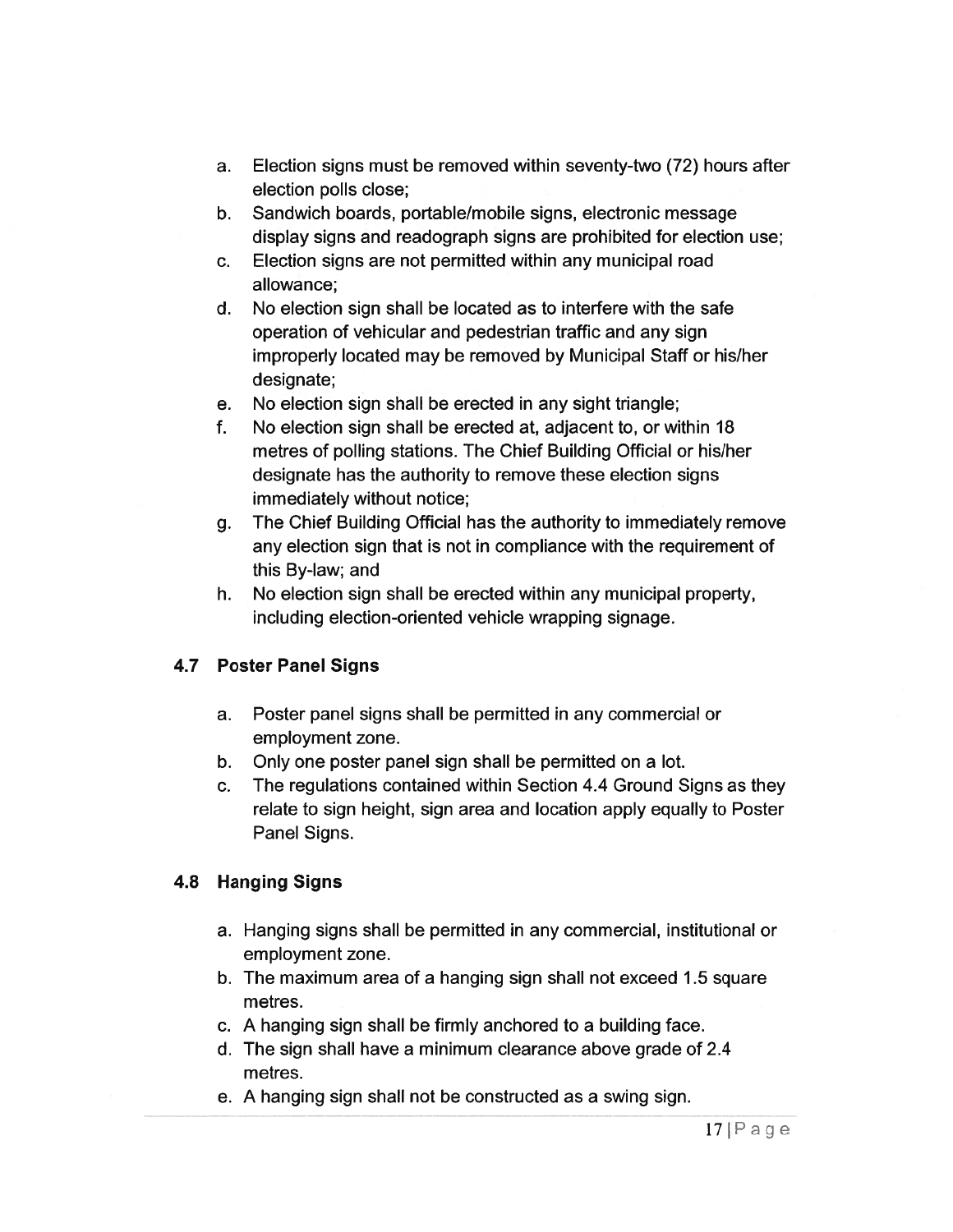a. Election signs must be removed within seventy-two (72) hours after election polls close;
b. Sandwich boards, portable/mobile signs, electronic message display signs and readograph signs are prohibited for election use;
c. Election signs are not permitted within any municipal road allowance;
d. No election sign shall be located as to interfere with the safe operation of vehicular and pedestrian traffic and any sign improperly located may be removed by Municipal Staff or his/her designate;
e. No election sign shall be erected in any sight triangle;
f. No election sign shall be erected at, adjacent to, or within 18 metres of polling stations. The Chief Building Official or his/her designate has the authority to remove these election signs immediately without notice;
g. The Chief Building Official has the authority to immediately remove any election sign that is not in compliance with the requirement of this By-law; and
h. No election sign shall be erected within any municipal property, including election-oriented vehicle wrapping signage.

### 4.7 Poster Panel Signs

a. Poster panel signs shall be permitted in any commercial or employment zone.
b. Only one poster panel sign shall be permitted on a lot.
c. The regulations contained within Section 4.4 Ground Signs as they relate to sign height, sign area and location apply equally to Poster Panel Signs.

### 4.8 Hanging Signs

a. Hanging signs shall be permitted in any commercial, institutional or employment zone.
b. The maximum area of a hanging sign shall not exceed 1.5 square metres.
c. A hanging sign shall be firmly anchored to a building face.
d. The sign shall have a minimum clearance above grade of 2.4 metres.
e. A hanging sign shall not be constructed as a swing sign.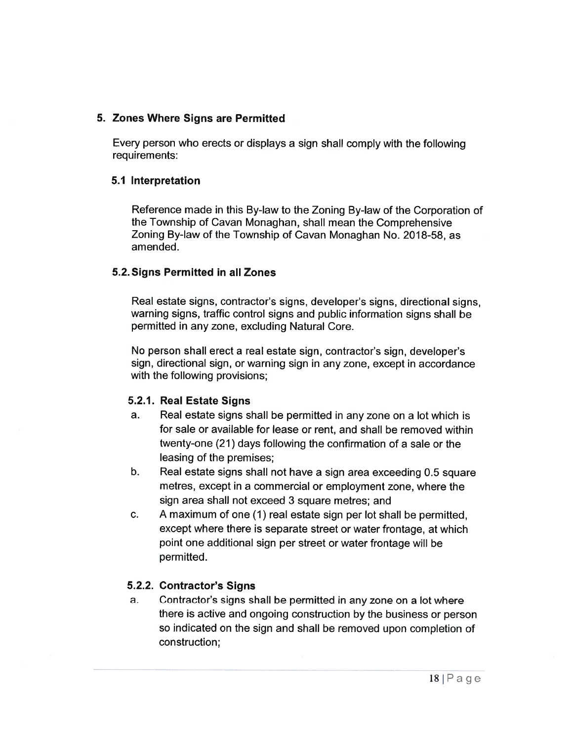## 5. Zones Where Signs are Permitted

Every person who erects or displays a sign shall comply with the following requirements:

### 5.1 Interpretation

Reference made in this By-law to the Zoning By-law of the Corporation of the Township of Cavan Monaghan, shall mean the Comprehensive Zoning By-law of the Township of Cavan Monaghan No. 2018-58, as amended.

### 5.2. Signs Permitted in all Zones

Real estate signs, contractor's signs, developer's signs, directional signs, warning signs, traffic control signs and public information signs shall be permitted in any zone, excluding Natural Core.

No person shall erect a real estate sign, contractor's sign, developer's sign, directional sign, or warning sign in any zone, except in accordance with the following provisions;

#### 5.2.1. Real Estate Signs

a. Real estate signs shall be permitted in any zone on a lot which is for sale or available for lease or rent, and shall be removed within twenty-one (21) days following the confirmation of a sale or the leasing of the premises;

b. Real estate signs shall not have a sign area exceeding 0.5 square metres, except in a commercial or employment zone, where the sign area shall not exceed 3 square metres; and

c. A maximum of one (1) real sign per lot shall be permitted, except where there is separate street or water frontage, at which point one additional sign per street or water frontage will be permitted.

#### 5.2.2. Contractor's Signs

a. Contractor's signs shall be permitted in any zone on a lot where there is active and ongoing construction by the business or person so indicated on the sign and shall be removed upon completion of construction;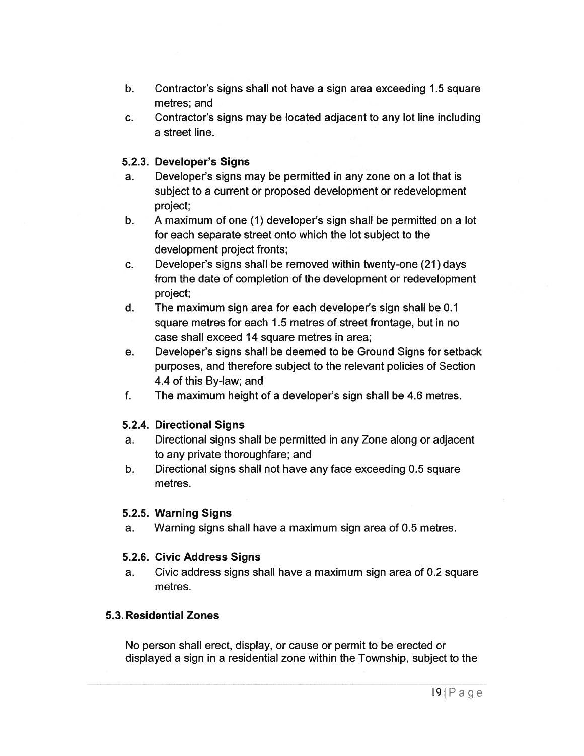b. Contractor's signs shall not have a sign area exceeding 1.5 square metres; and

c. Contractor's signs may be located adjacent to any lot line including a street line.

### 5.2.3. Developer's Signs

a. Developer's signs may be permitted in any zone on a lot that is subject to a current or proposed development or redevelopment project;

b. A maximum of one (1) developer's sign shall be permitted on a lot for each separate street onto which the lot subject to the development project fronts;

c. Developer's signs shall be removed within twenty-one (21) days from the date of completion of the development or redevelopment project;

d. The maximum sign area for each developer's sign shall be 0.1 square metres for each 1.5 metres of street frontage, but in no case shall exceed 14 square metres in area;

e. Developer's signs shall be deemed to be Ground Signs for setback purposes, and therefore subject to the relevant policies of Section 4.4 of this By-law; and

f. The maximum height of a developer's sign shall be 4.6 metres.

### 5.2.4. Directional Signs

a. Directional signs shall be permitted in any Zone along or adjacent to any private thoroughfare; and

b. Directional signs shall not have any face exceeding 0.5 square metres.

### 5.2.5. Warning Signs

a. Warning signs shall have a maximum sign area of 0.5 metres.

### 5.2.6. Civic Address Signs

a. Civic address signs shall have a maximum sign area of 0.2 square metres.

## 5.3. Residential Zones

No person shall erect, display, or cause or permit to be erected or displayed a sign in a residential zone within the Township, subject to the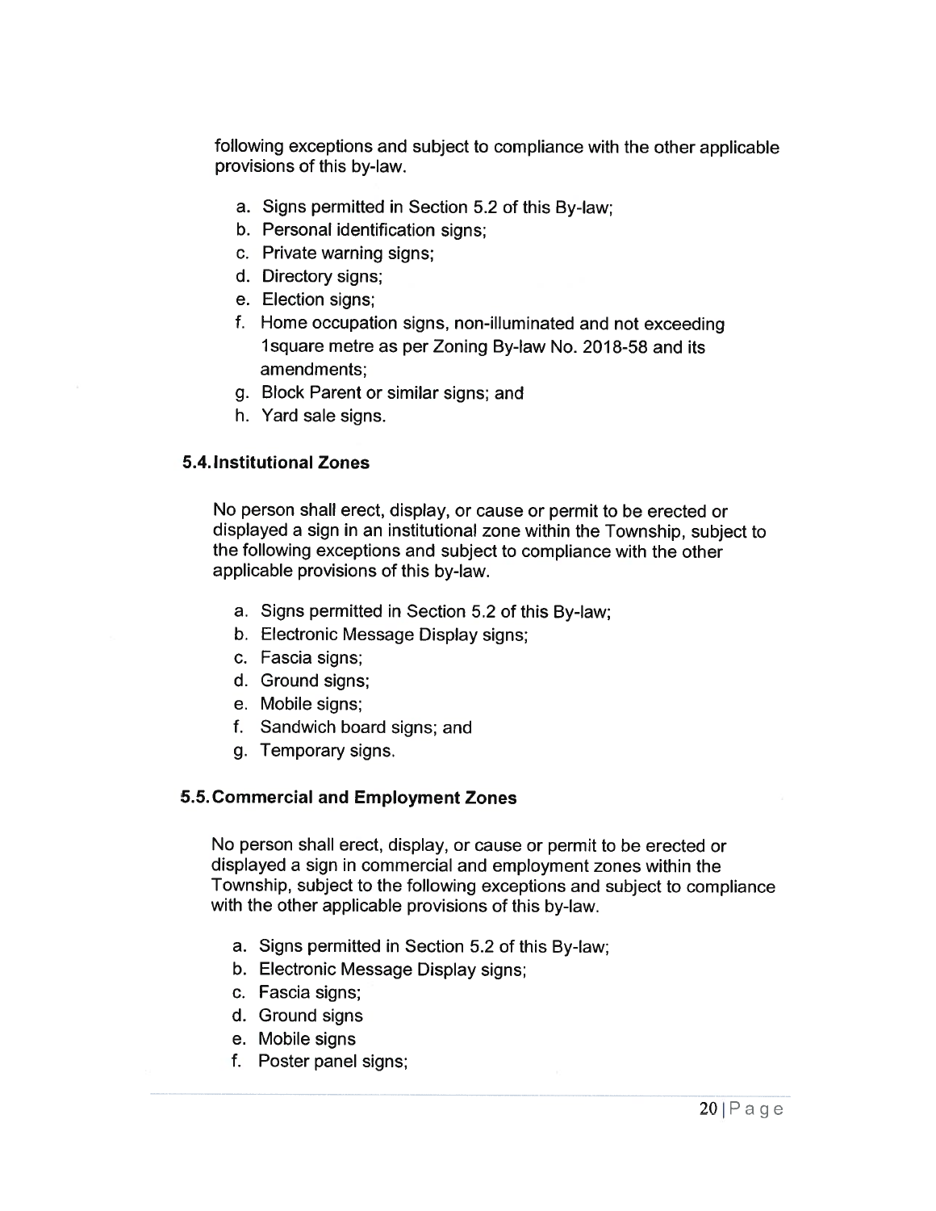following exceptions and subject to compliance with the other applicable provisions of this by-law.

a. Signs permitted in Section 5.2 of this By-law;
b. Personal identification signs;
c. Private warning signs;
d. Directory signs;
e. Election signs;
f. Home occupation signs, non-illuminated and not exceeding 1square metre as per Zoning By-law No. 2018-58 and its amendments;
g. Block Parent or similar signs; and
h. Yard sale signs.

### 5.4. Institutional Zones

No person shall erect, display, or cause or permit to be erected or displayed a sign in an institutional zone within the Township, subject to the following exceptions and subject to compliance with the other applicable provisions of this by-law.

a. Signs permitted in Section 5.2 of this By-law;
b. Electronic Message Display signs;
c. Fascia signs;
d. Ground signs;
e. Mobile signs;
f. Sandwich board signs; and
g. Temporary signs.

### 5.5. Commercial and Employment Zones

No person shall erect, display, or cause or permit to be erected or displayed a sign in commercial and employment zones within the Township, subject to the following exceptions and subject to compliance with the other applicable provisions of this by-law.

a. Signs permitted in Section 5.2 of this By-law;
b. Electronic Message Display signs;
c. Fascia signs;
d. Ground signs
e. Mobile signs
f. Poster panel signs;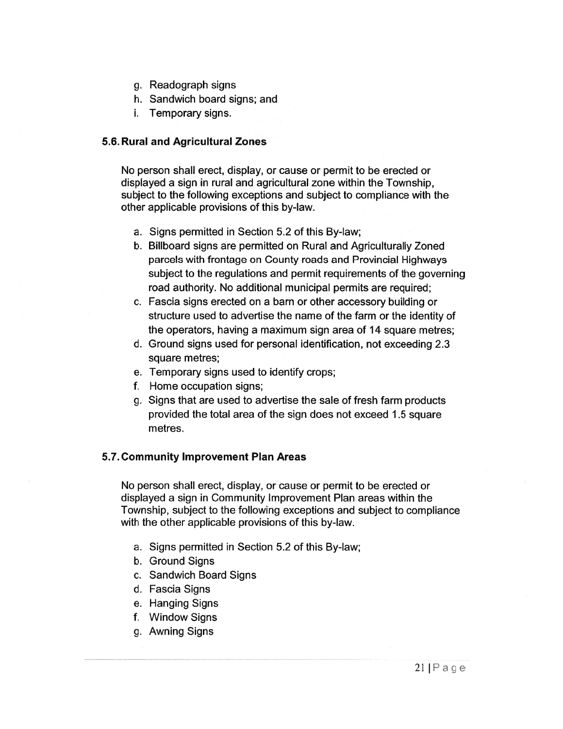g. Readograph signs
h. Sandwich board signs; and
i. Temporary signs.

### 5.6. Rural and Agricultural Zones

No person shall erect, display, or cause or permit to be erected or displayed a sign in rural and agricultural zone within the Township, subject to the following exceptions and subject to compliance with the other applicable provisions of this by-law.

a. Signs permitted in Section 5.2 of this By-law;
b. Billboard signs are permitted on Rural and Agriculturally Zoned parcels with frontage on County roads and Provincial Highways subject to the regulations and permit requirements of the governing road authority. No additional municipal permits are required;
c. Fascia signs erected on a barn or other accessory building or structure used to advertise the name of the farm or the identity of the operators, having a maximum sign area of 14 square metres;
d. Ground signs used for personal identification, not exceeding 2.3 square metres;
e. Temporary signs used to identify crops;
f. Home occupation signs;
g. Signs that are used to advertise the sale of fresh farm products provided the total area of the sign does not exceed 1.5 square metres.

### 5.7. Community Improvement Plan Areas

No person shall erect, display, or cause or permit to be erected or displayed a sign in Community Improvement Plan areas within the Township, subject to the following exceptions and subject to compliance with the other applicable provisions of this by-law.

a. Signs permitted in Section 5.2 of this By-law;
b. Ground Signs
c. Sandwich Board Signs
d. Fascia Signs
e. Hanging Signs
f. Window Signs
g. Awning Signs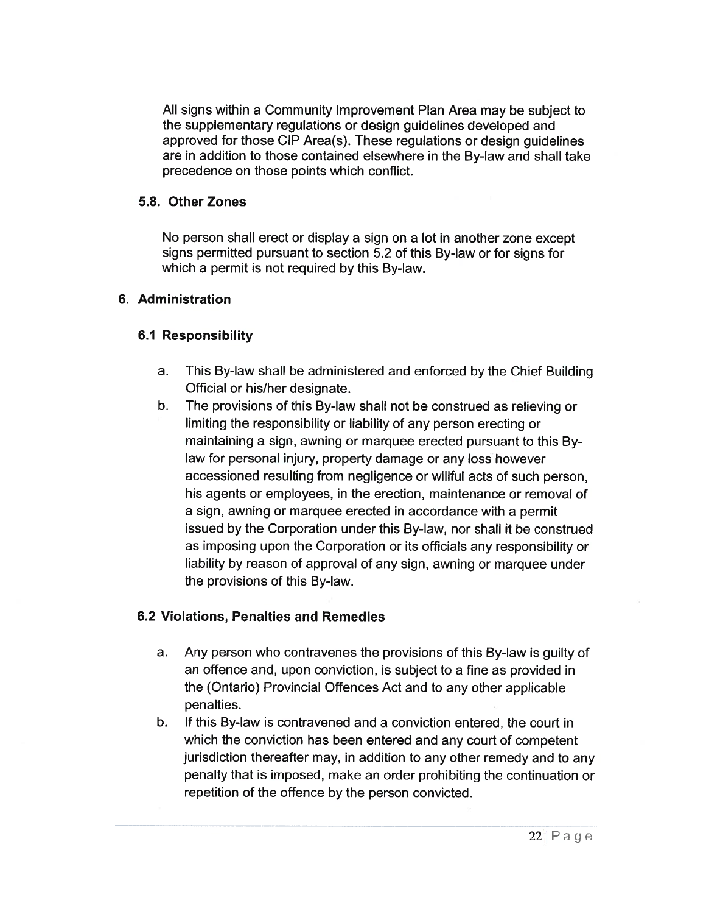All signs within a Community Improvement Plan Area may be subject to the supplementary regulations or design guidelines developed and approved for those CIP Area(s). These regulations or design guidelines are in addition to those contained elsewhere in the By-law and shall take precedence on those points which conflict.

### 5.8. Other Zones

No person shall erect or display a sign on a lot in another zone except signs permitted pursuant to section 5.2 of this By-law or for signs for which a permit is not required by this By-law.

## 6. Administration

### 6.1 Responsibility

a. This By-law shall be administered and enforced by the Chief Building Official or his/her designate.

b. The provisions of this By-law shall not be construed as relieving or limiting the responsibility or liability of any person erecting or maintaining a sign, awning or marquee erected pursuant to this By-law for personal injury, property damage or any loss however accessioned resulting from negligence or willful acts of such person, his agents or employees, in the erection, maintenance or removal of a sign, awning or marquee erected in accordance with a permit issued by the Corporation under this By-law, nor shall it be construed as imposing upon the Corporation or its officials any responsibility or liability by reason of approval of any sign, awning or marquee under the provisions of this By-law.

### 6.2 Violations, Penalties and Remedies

a. Any person who contravenes the provisions of this By-law is guilty of an offence and, upon conviction, is subject to a fine as provided in the (Ontario) Provincial Offences Act and to any other applicable penalties.

b. If this By-law is contravened and a conviction entered, the court in which the conviction has been entered and any court of competent jurisdiction thereafter may, in addition to any other remedy and to any penalty that is imposed, make an order prohibiting the continuation or repetition of the offence by the person convicted.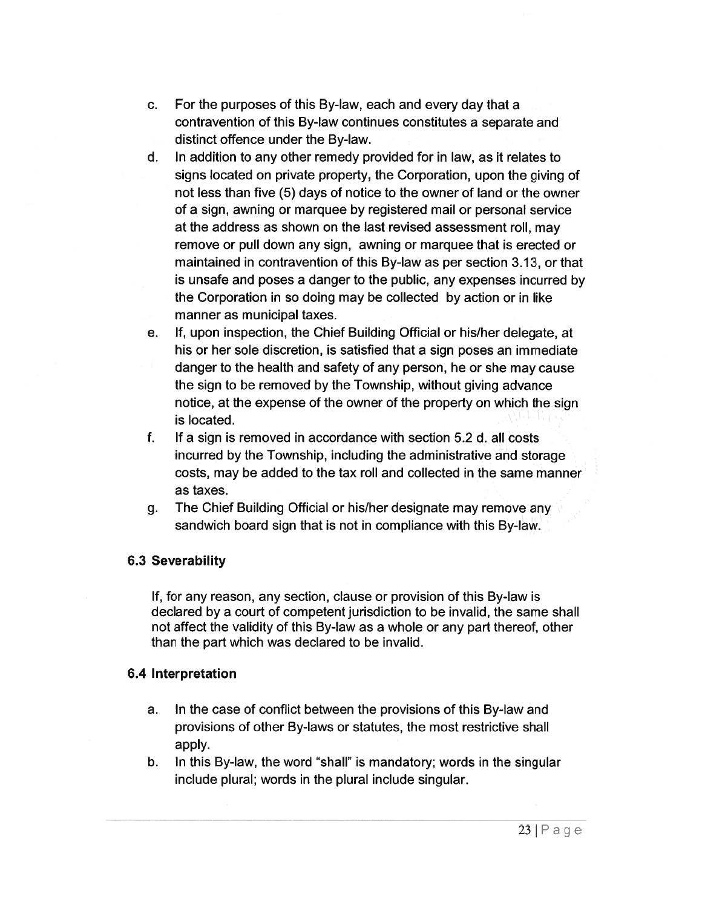c. For the purposes of this By-law, each and every day that a contravention of this By-law continues constitutes a separate and distinct offence under the By-law.

d. In addition to any other remedy provided for in law, as it relates to signs located on private property, the Corporation, upon the giving of not less than five (5) days of notice to the owner of land or the owner of a sign, awning or marquee by registered mail or personal service at the address as shown on the last revised assessment roll, may remove or pull down any sign, awning or marquee that is erected or maintained in contravention of this By-law as per section 3.13, or that is unsafe and poses a danger to the public, any expenses incurred by the Corporation in so doing may be collected by action or in like manner as municipal taxes.

e. If, upon inspection, the Chief Building Official or his/her delegate, at his or her sole discretion, is satisfied that a sign poses an immediate danger to the health and safety of any person, he or she may cause the sign to be removed by the Township, without giving advance notice, at the expense of the owner of the property on which the sign is located.

f. If a sign is removed in accordance with section 5.2 d. all costs incurred by the Township, including the administrative and storage costs, may be added to the tax roll and collected in the same manner as taxes.

g. The Chief Building Official or his/her designate may remove any sandwich board sign that is not in compliance with this By-law.

### 6.3 Severability

If, for any reason, any section, clause or provision of this By-law is declared by a court of competent jurisdiction to be invalid, the same shall not affect the validity of this By-law as a whole or any part thereof, other than the part which was declared to be invalid.

### 6.4 Interpretation

a. In the case of conflict between the provisions of this By-law and provisions of other By-laws or statutes, the most restrictive shall apply.

b. In this By-law, the word "shall" is mandatory; words in the singular include plural; words in the plural include singular.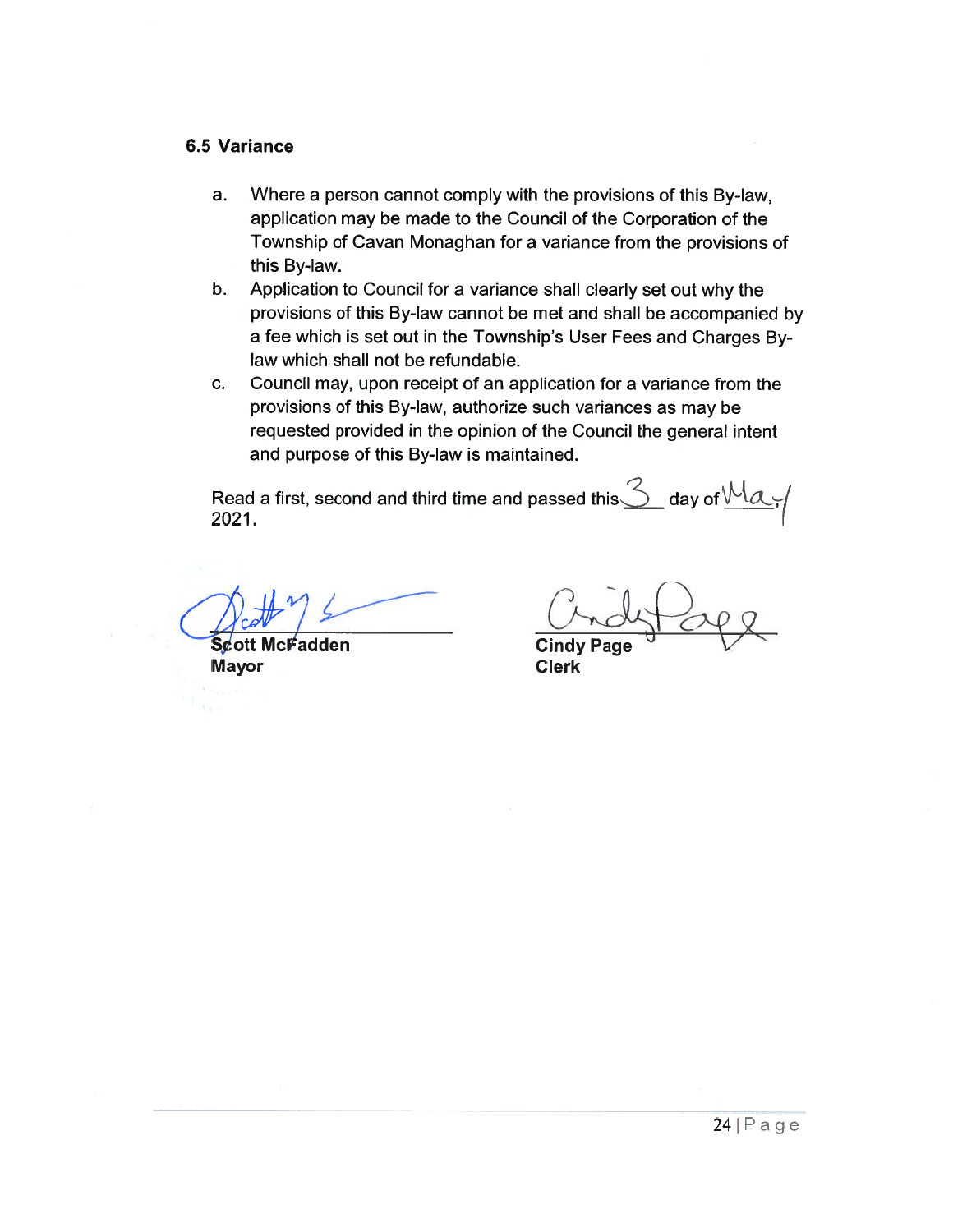### 6.5 Variance

a. Where a person cannot comply with the provisions of this By-law, application may be made to the Council of the Corporation of the Township of Cavan Monaghan for a variance from the provisions of this By-law.

b. Application to Council for a variance shall clearly set out why the provisions of this By-law cannot be met and shall be accompanied by a fee which is set out in the Township's User Fees and Charges By-law which shall not be refundable.

c. Council may, upon receipt of an application for a variance from the provisions of this By-law, authorize such variances as may be requested provided in the opinion of the Council the general intent and purpose of this By-law is maintained.

Read a first, second and third time and passed this 3 day of May 2021.

Scott McFadden
Mayor

Cindy Page
Clerk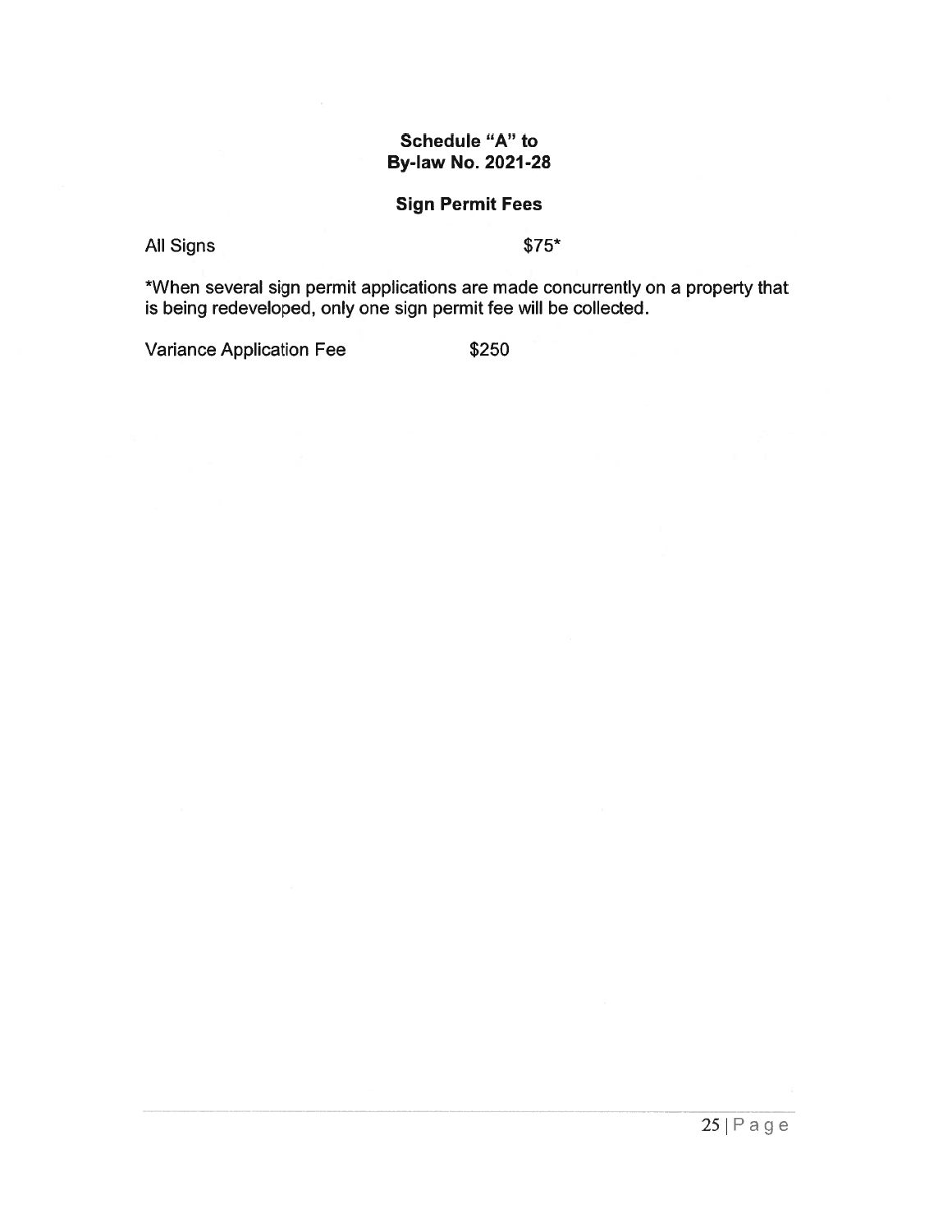## Schedule "A" to By-law No. 2021-28

### Sign Permit Fees

| | |
|---|---|
| All Signs | $75* |

*When several sign permit applications are made concurrently on a property that is being redeveloped, only one sign permit fee will be collected.

| | |
|---|---|
| Variance Application Fee | $250 |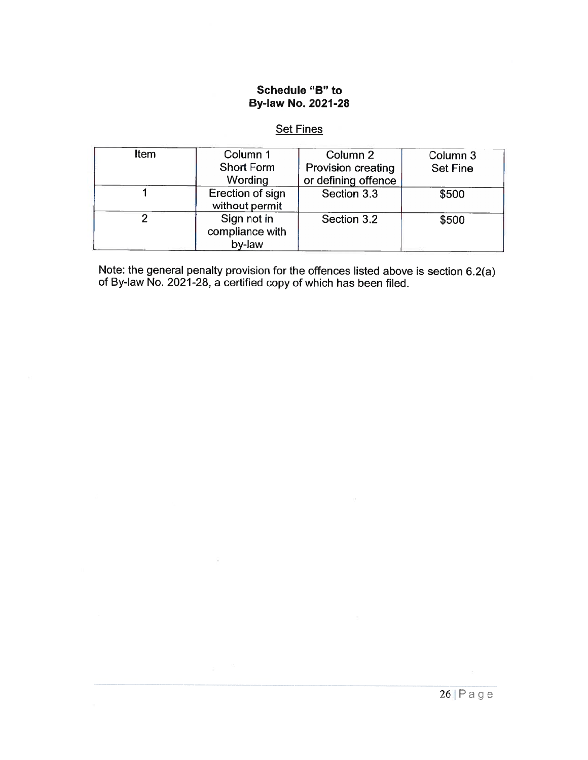## Schedule "B" to
## By-law No. 2021-28

Set Fines

| Item | Column 1 Short Form Wording | Column 2 Provision creating or defining offence | Column 3 Set Fine |
|---|---|---|---|
| 1 | Erection of sign without permit | Section 3.3 | \$500 |
| 2 | Sign not in compliance with by-law | Section 3.2 | \$500 |

Note: the general penalty provision for the offences listed above is section 6.2(a) of By-law No. 2021-28, a certified copy of which has been filed.